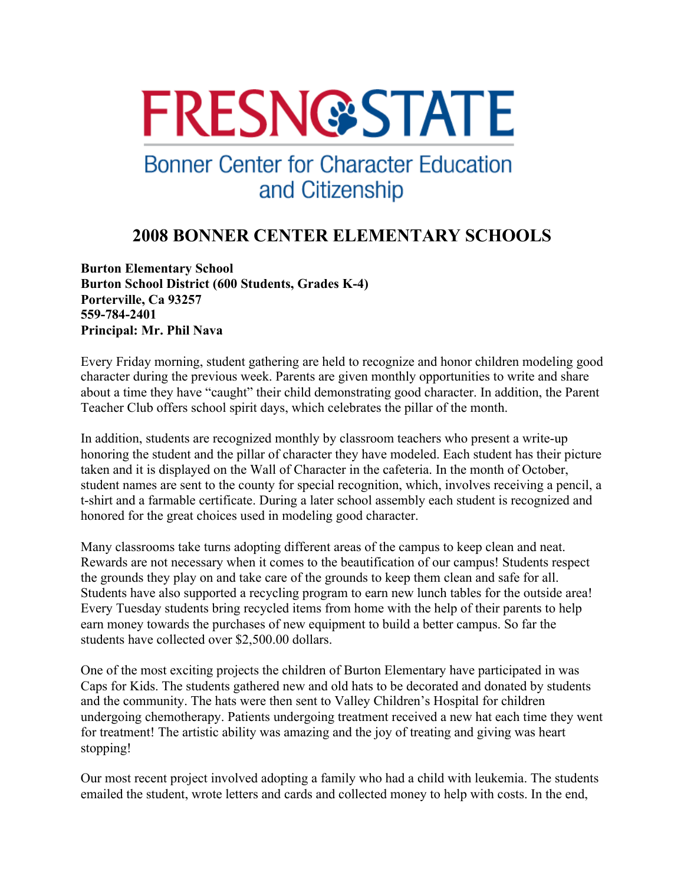FRESNO STATE

Bonner Center for Character Education and Citizenship

# 2008 BONNER CENTER ELEMENTARY SCHOOLS

**Burton Elementary School**
**Burton School District (600 Students, Grades K-4)**
**Porterville, Ca 93257**
**559-784-2401**
**Principal: Mr. Phil Nava**

Every Friday morning, student gathering are held to recognize and honor children modeling good character during the previous week. Parents are given monthly opportunities to write and share about a time they have "caught" their child demonstrating good character. In addition, the Parent Teacher Club offers school spirit days, which celebrates the pillar of the month.

In addition, students are recognized monthly by classroom teachers who present a write-up honoring the student and the pillar of character they have modeled. Each student has their picture taken and it is displayed on the Wall of Character in the cafeteria. In the month of October, student names are sent to the county for special recognition, which, involves receiving a pencil, a t-shirt and a farmable certificate. During a later school assembly each student is recognized and honored for the great choices used in modeling good character.

Many classrooms take turns adopting different areas of the campus to keep clean and neat. Rewards are not necessary when it comes to the beautification of our campus! Students respect the grounds they play on and take care of the grounds to keep them clean and safe for all. Students have also supported a recycling program to earn new lunch tables for the outside area! Every Tuesday students bring recycled items from home with the help of their parents to help earn money towards the purchases of new equipment to build a better campus. So far the students have collected over $2,500.00 dollars.

One of the most exciting projects the children of Burton Elementary have participated in was Caps for Kids. The students gathered new and old hats to be decorated and donated by students and the community. The hats were then sent to Valley Children's Hospital for children undergoing chemotherapy. Patients undergoing treatment received a new hat each time they went for treatment! The artistic ability was amazing and the joy of treating and giving was heart stopping!

Our most recent project involved adopting a family who had a child with leukemia. The students emailed the student, wrote letters and cards and collected money to help with costs. In the end,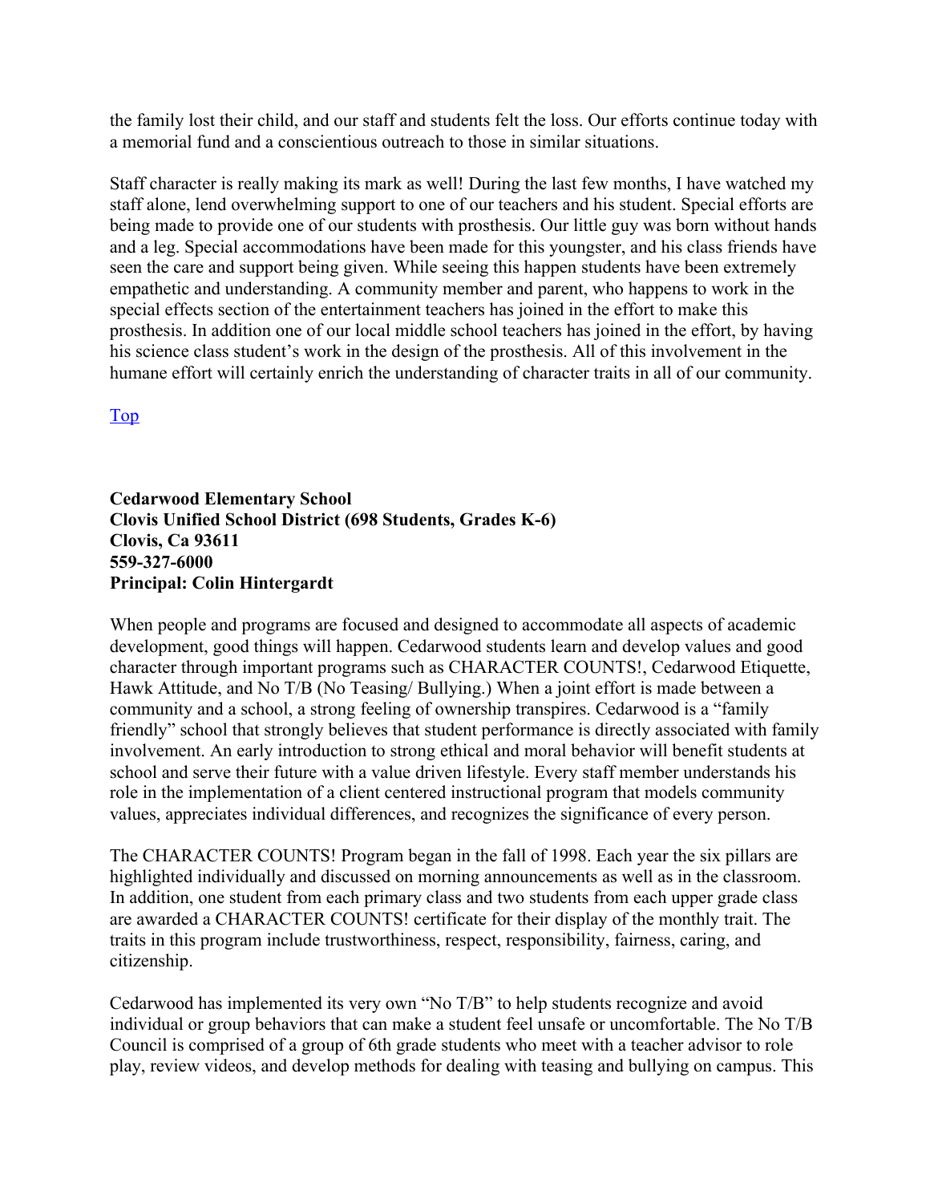the family lost their child, and our staff and students felt the loss. Our efforts continue today with a memorial fund and a conscientious outreach to those in similar situations.

Staff character is really making its mark as well! During the last few months, I have watched my staff alone, lend overwhelming support to one of our teachers and his student. Special efforts are being made to provide one of our students with prosthesis. Our little guy was born without hands and a leg. Special accommodations have been made for this youngster, and his class friends have seen the care and support being given. While seeing this happen students have been extremely empathetic and understanding. A community member and parent, who happens to work in the special effects section of the entertainment teachers has joined in the effort to make this prosthesis. In addition one of our local middle school teachers has joined in the effort, by having his science class student's work in the design of the prosthesis. All of this involvement in the humane effort will certainly enrich the understanding of character traits in all of our community.

Top

**Cedarwood Elementary School**
**Clovis Unified School District (698 Students, Grades K-6)**
**Clovis, Ca 93611**
**559-327-6000**
**Principal: Colin Hintergardt**

When people and programs are focused and designed to accommodate all aspects of academic development, good things will happen. Cedarwood students learn and develop values and good character through important programs such as CHARACTER COUNTS!, Cedarwood Etiquette, Hawk Attitude, and No T/B (No Teasing/ Bullying.) When a joint effort is made between a community and a school, a strong feeling of ownership transpires. Cedarwood is a "family friendly" school that strongly believes that student performance is directly associated with family involvement. An early introduction to strong ethical and moral behavior will benefit students at school and serve their future with a value driven lifestyle. Every staff member understands his role in the implementation of a client centered instructional program that models community values, appreciates individual differences, and recognizes the significance of every person.

The CHARACTER COUNTS! Program began in the fall of 1998. Each year the six pillars are highlighted individually and discussed on morning announcements as well as in the classroom. In addition, one student from each primary class and two students from each upper grade class are awarded a CHARACTER COUNTS! certificate for their display of the monthly trait. The traits in this program include trustworthiness, respect, responsibility, fairness, caring, and citizenship.

Cedarwood has implemented its very own "No T/B" to help students recognize and avoid individual or group behaviors that can make a student feel unsafe or uncomfortable. The No T/B Council is comprised of a group of 6th grade students who meet with a teacher advisor to role play, review videos, and develop methods for dealing with teasing and bullying on campus. This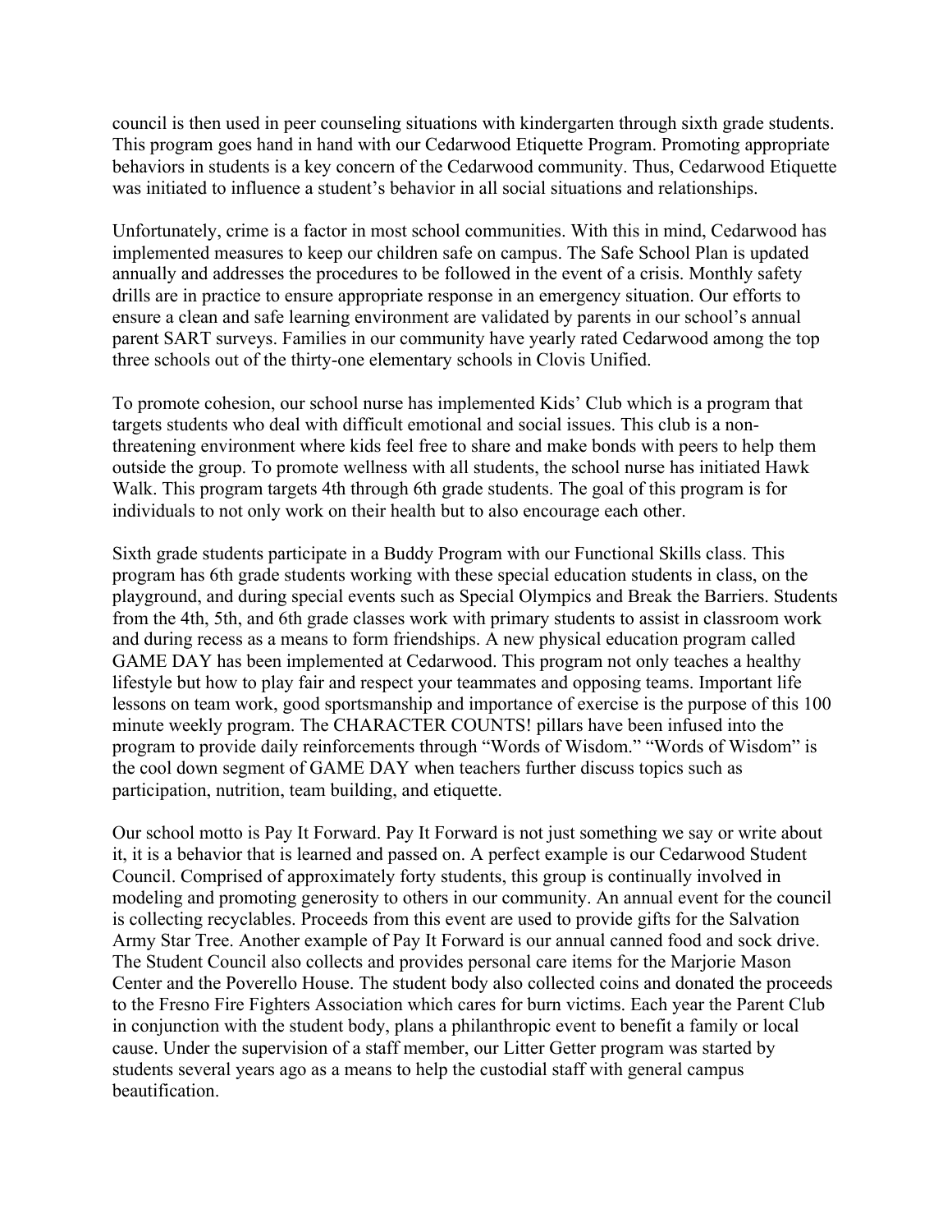council is then used in peer counseling situations with kindergarten through sixth grade students. This program goes hand in hand with our Cedarwood Etiquette Program. Promoting appropriate behaviors in students is a key concern of the Cedarwood community. Thus, Cedarwood Etiquette was initiated to influence a student's behavior in all social situations and relationships.

Unfortunately, crime is a factor in most school communities. With this in mind, Cedarwood has implemented measures to keep our children safe on campus. The Safe School Plan is updated annually and addresses the procedures to be followed in the event of a crisis. Monthly safety drills are in practice to ensure appropriate response in an emergency situation. Our efforts to ensure a clean and safe learning environment are validated by parents in our school's annual parent SART surveys. Families in our community have yearly rated Cedarwood among the top three schools out of the thirty-one elementary schools in Clovis Unified.

To promote cohesion, our school nurse has implemented Kids' Club which is a program that targets students who deal with difficult emotional and social issues. This club is a non-threatening environment where kids feel free to share and make bonds with peers to help them outside the group. To promote wellness with all students, the school nurse has initiated Hawk Walk. This program targets 4th through 6th grade students. The goal of this program is for individuals to not only work on their health but to also encourage each other.

Sixth grade students participate in a Buddy Program with our Functional Skills class. This program has 6th grade students working with these special education students in class, on the playground, and during special events such as Special Olympics and Break the Barriers. Students from the 4th, 5th, and 6th grade classes work with primary students to assist in classroom work and during recess as a means to form friendships. A new physical education program called GAME DAY has been implemented at Cedarwood. This program not only teaches a healthy lifestyle but how to play fair and respect your teammates and opposing teams. Important life lessons on team work, good sportsmanship and importance of exercise is the purpose of this 100 minute weekly program. The CHARACTER COUNTS! pillars have been infused into the program to provide daily reinforcements through "Words of Wisdom." "Words of Wisdom" is the cool down segment of GAME DAY when teachers further discuss topics such as participation, nutrition, team building, and etiquette.

Our school motto is Pay It Forward. Pay It Forward is not just something we say or write about it, it is a behavior that is learned and passed on. A perfect example is our Cedarwood Student Council. Comprised of approximately forty students, this group is continually involved in modeling and promoting generosity to others in our community. An annual event for the council is collecting recyclables. Proceeds from this event are used to provide gifts for the Salvation Army Star Tree. Another example of Pay It Forward is our annual canned food and sock drive. The Student Council also collects and provides personal care items for the Marjorie Mason Center and the Poverello House. The student body also collected coins and donated the proceeds to the Fresno Fire Fighters Association which cares for burn victims. Each year the Parent Club in conjunction with the student body, plans a philanthropic event to benefit a family or local cause. Under the supervision of a staff member, our Litter Getter program was started by students several years ago as a means to help the custodial staff with general campus beautification.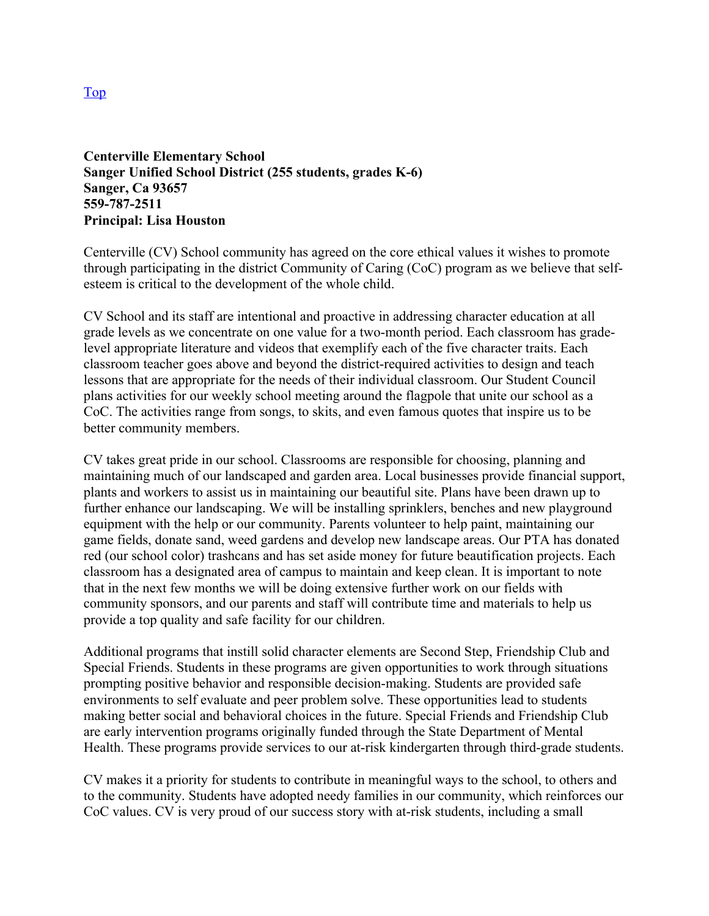Top

**Centerville Elementary School**
**Sanger Unified School District (255 students, grades K-6)**
**Sanger, Ca 93657**
**559-787-2511**
**Principal: Lisa Houston**

Centerville (CV) School community has agreed on the core ethical values it wishes to promote through participating in the district Community of Caring (CoC) program as we believe that self-esteem is critical to the development of the whole child.

CV School and its staff are intentional and proactive in addressing character education at all grade levels as we concentrate on one value for a two-month period. Each classroom has grade-level appropriate literature and videos that exemplify each of the five character traits. Each classroom teacher goes above and beyond the district-required activities to design and teach lessons that are appropriate for the needs of their individual classroom. Our Student Council plans activities for our weekly school meeting around the flagpole that unite our school as a CoC. The activities range from songs, to skits, and even famous quotes that inspire us to be better community members.

CV takes great pride in our school. Classrooms are responsible for choosing, planning and maintaining much of our landscaped and garden area. Local businesses provide financial support, plants and workers to assist us in maintaining our beautiful site. Plans have been drawn up to further enhance our landscaping. We will be installing sprinklers, benches and new playground equipment with the help or our community. Parents volunteer to help paint, maintaining our game fields, donate sand, weed gardens and develop new landscape areas. Our PTA has donated red (our school color) trashcans and has set aside money for future beautification projects. Each classroom has a designated area of campus to maintain and keep clean. It is important to note that in the next few months we will be doing extensive further work on our fields with community sponsors, and our parents and staff will contribute time and materials to help us provide a top quality and safe facility for our children.

Additional programs that instill solid character elements are Second Step, Friendship Club and Special Friends. Students in these programs are given opportunities to work through situations prompting positive behavior and responsible decision-making. Students are provided safe environments to self evaluate and peer problem solve. These opportunities lead to students making better social and behavioral choices in the future. Special Friends and Friendship Club are early intervention programs originally funded through the State Department of Mental Health. These programs provide services to our at-risk kindergarten through third-grade students.

CV makes it a priority for students to contribute in meaningful ways to the school, to others and to the community. Students have adopted needy families in our community, which reinforces our CoC values. CV is very proud of our success story with at-risk students, including a small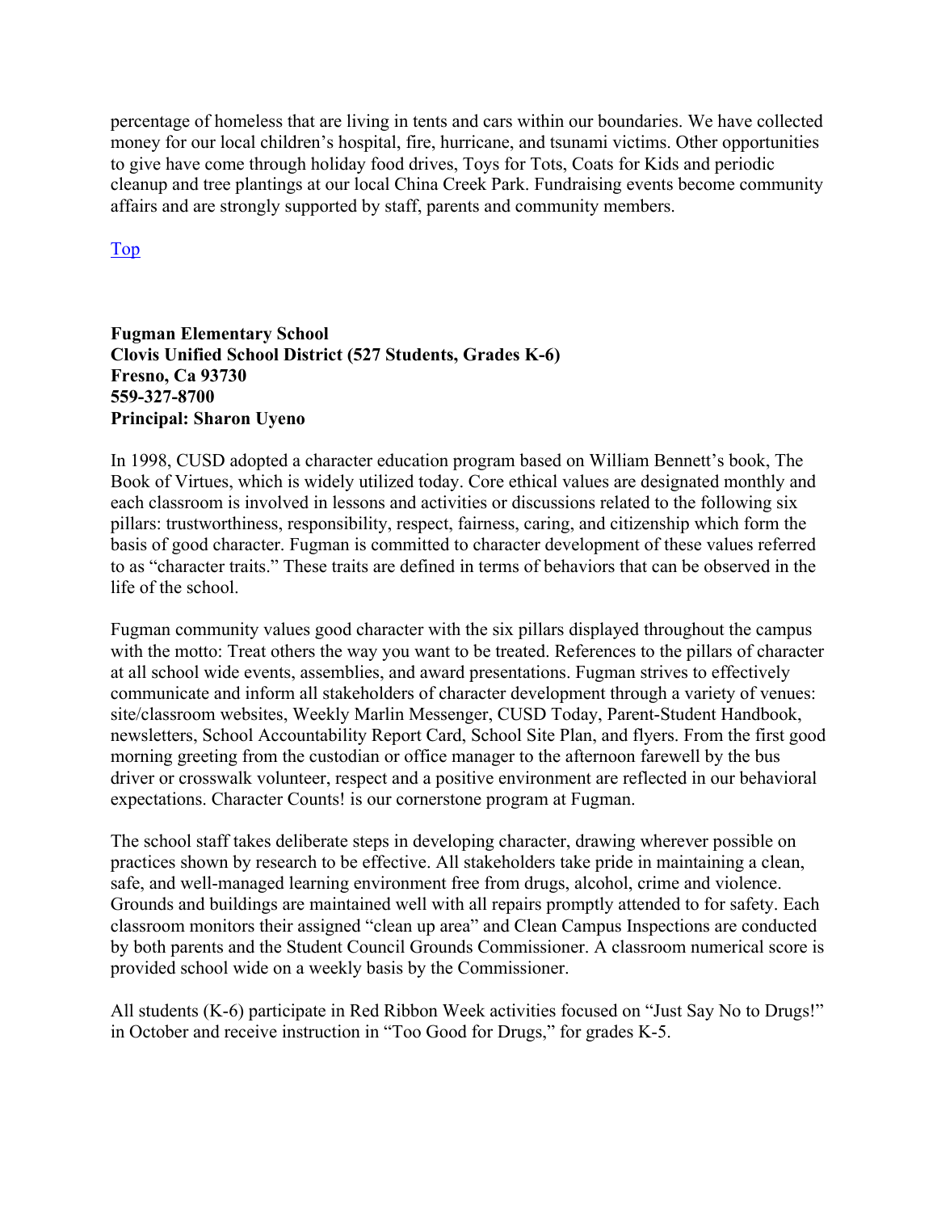percentage of homeless that are living in tents and cars within our boundaries. We have collected money for our local children's hospital, fire, hurricane, and tsunami victims. Other opportunities to give have come through holiday food drives, Toys for Tots, Coats for Kids and periodic cleanup and tree plantings at our local China Creek Park. Fundraising events become community affairs and are strongly supported by staff, parents and community members.

[Top](#)

**Fugman Elementary School**
**Clovis Unified School District (527 Students, Grades K-6)**
**Fresno, Ca 93730**
**559-327-8700**
**Principal: Sharon Uyeno**

In 1998, CUSD adopted a character education program based on William Bennett's book, The Book of Virtues, which is widely utilized today. Core ethical values are designated monthly and each classroom is involved in lessons and activities or discussions related to the following six pillars: trustworthiness, responsibility, respect, fairness, caring, and citizenship which form the basis of good character. Fugman is committed to character development of these values referred to as "character traits." These traits are defined in terms of behaviors that can be observed in the life of the school.

Fugman community values good character with the six pillars displayed throughout the campus with the motto: Treat others the way you want to be treated. References to the pillars of character at all school wide events, assemblies, and award presentations. Fugman strives to effectively communicate and inform all stakeholders of character development through a variety of venues: site/classroom websites, Weekly Marlin Messenger, CUSD Today, Parent-Student Handbook, newsletters, School Accountability Report Card, School Site Plan, and flyers. From the first good morning greeting from the custodian or office manager to the afternoon farewell by the bus driver or crosswalk volunteer, respect and a positive environment are reflected in our behavioral expectations. Character Counts! is our cornerstone program at Fugman.

The school staff takes deliberate steps in developing character, drawing wherever possible on practices shown by research to be effective. All stakeholders take pride in maintaining a clean, safe, and well-managed learning environment free from drugs, alcohol, crime and violence. Grounds and buildings are maintained well with all repairs promptly attended to for safety. Each classroom monitors their assigned "clean up area" and Clean Campus Inspections are conducted by both parents and the Student Council Grounds Commissioner. A classroom numerical score is provided school wide on a weekly basis by the Commissioner.

All students (K-6) participate in Red Ribbon Week activities focused on "Just Say No to Drugs!" in October and receive instruction in "Too Good for Drugs," for grades K-5.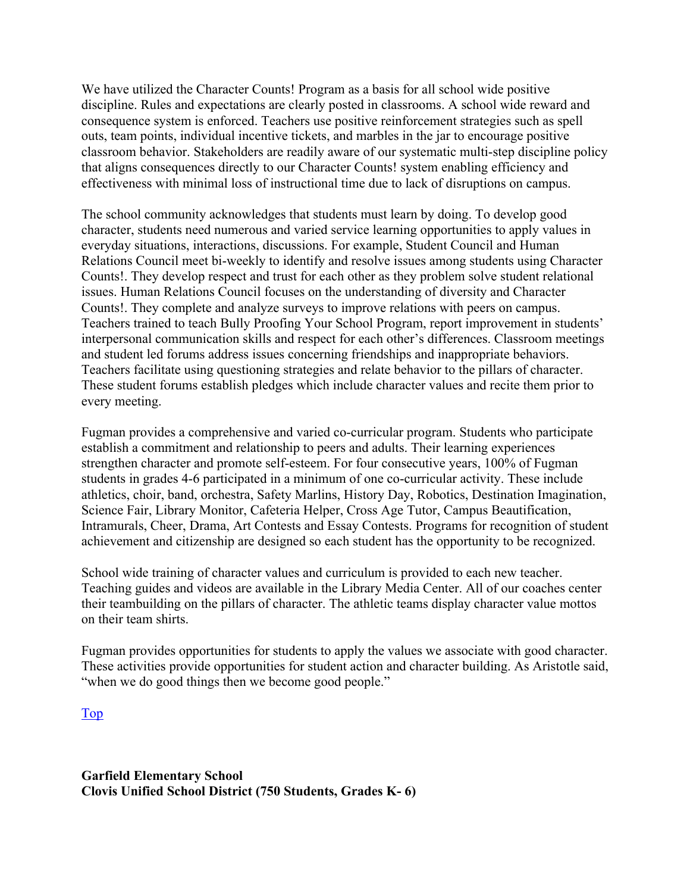We have utilized the Character Counts! Program as a basis for all school wide positive discipline. Rules and expectations are clearly posted in classrooms. A school wide reward and consequence system is enforced. Teachers use positive reinforcement strategies such as spell outs, team points, individual incentive tickets, and marbles in the jar to encourage positive classroom behavior. Stakeholders are readily aware of our systematic multi-step discipline policy that aligns consequences directly to our Character Counts! system enabling efficiency and effectiveness with minimal loss of instructional time due to lack of disruptions on campus.

The school community acknowledges that students must learn by doing. To develop good character, students need numerous and varied service learning opportunities to apply values in everyday situations, interactions, discussions. For example, Student Council and Human Relations Council meet bi-weekly to identify and resolve issues among students using Character Counts!. They develop respect and trust for each other as they problem solve student relational issues. Human Relations Council focuses on the understanding of diversity and Character Counts!. They complete and analyze surveys to improve relations with peers on campus. Teachers trained to teach Bully Proofing Your School Program, report improvement in students' interpersonal communication skills and respect for each other's differences. Classroom meetings and student led forums address issues concerning friendships and inappropriate behaviors. Teachers facilitate using questioning strategies and relate behavior to the pillars of character. These student forums establish pledges which include character values and recite them prior to every meeting.

Fugman provides a comprehensive and varied co-curricular program. Students who participate establish a commitment and relationship to peers and adults. Their learning experiences strengthen character and promote self-esteem. For four consecutive years, 100% of Fugman students in grades 4-6 participated in a minimum of one co-curricular activity. These include athletics, choir, band, orchestra, Safety Marlins, History Day, Robotics, Destination Imagination, Science Fair, Library Monitor, Cafeteria Helper, Cross Age Tutor, Campus Beautification, Intramurals, Cheer, Drama, Art Contests and Essay Contests. Programs for recognition of student achievement and citizenship are designed so each student has the opportunity to be recognized.

School wide training of character values and curriculum is provided to each new teacher. Teaching guides and videos are available in the Library Media Center. All of our coaches center their teambuilding on the pillars of character. The athletic teams display character value mottos on their team shirts.

Fugman provides opportunities for students to apply the values we associate with good character. These activities provide opportunities for student action and character building. As Aristotle said, "when we do good things then we become good people."

Top

**Garfield Elementary School**
**Clovis Unified School District (750 Students, Grades K- 6)**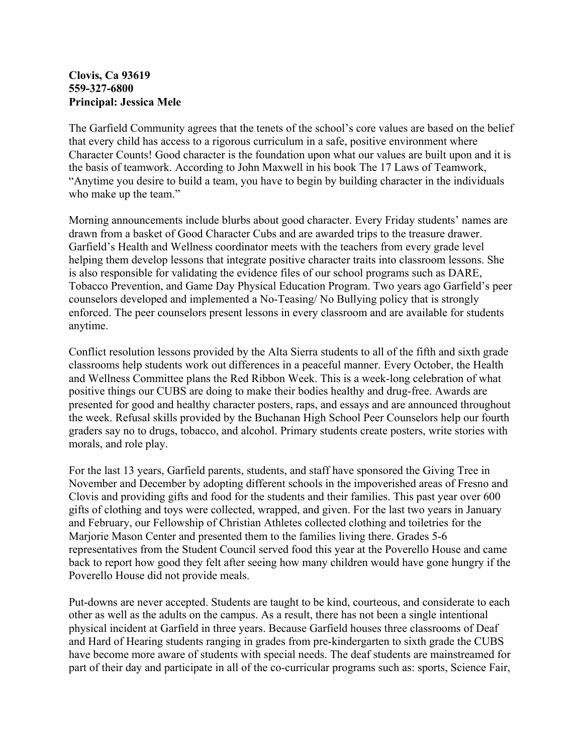**Clovis, Ca 93619**
**559-327-6800**
**Principal: Jessica Mele**

The Garfield Community agrees that the tenets of the school's core values are based on the belief that every child has access to a rigorous curriculum in a safe, positive environment where Character Counts! Good character is the foundation upon what our values are built upon and it is the basis of teamwork. According to John Maxwell in his book The 17 Laws of Teamwork, "Anytime you desire to build a team, you have to begin by building character in the individuals who make up the team."

Morning announcements include blurbs about good character. Every Friday students' names are drawn from a basket of Good Character Cubs and are awarded trips to the treasure drawer. Garfield's Health and Wellness coordinator meets with the teachers from every grade level helping them develop lessons that integrate positive character traits into classroom lessons. She is also responsible for validating the evidence files of our school programs such as DARE, Tobacco Prevention, and Game Day Physical Education Program. Two years ago Garfield's peer counselors developed and implemented a No-Teasing/ No Bullying policy that is strongly enforced. The peer counselors present lessons in every classroom and are available for students anytime.

Conflict resolution lessons provided by the Alta Sierra students to all of the fifth and sixth grade classrooms help students work out differences in a peaceful manner. Every October, the Health and Wellness Committee plans the Red Ribbon Week. This is a week-long celebration of what positive things our CUBS are doing to make their bodies healthy and drug-free. Awards are presented for good and healthy character posters, raps, and essays and are announced throughout the week. Refusal skills provided by the Buchanan High School Peer Counselors help our fourth graders say no to drugs, tobacco, and alcohol. Primary students create posters, write stories with morals, and role play.

For the last 13 years, Garfield parents, students, and staff have sponsored the Giving Tree in November and December by adopting different schools in the impoverished areas of Fresno and Clovis and providing gifts and food for the students and their families. This past year over 600 gifts of clothing and toys were collected, wrapped, and given. For the last two years in January and February, our Fellowship of Christian Athletes collected clothing and toiletries for the Marjorie Mason Center and presented them to the families living there. Grades 5-6 representatives from the Student Council served food this year at the Poverello House and came back to report how good they felt after seeing how many children would have gone hungry if the Poverello House did not provide meals.

Put-downs are never accepted. Students are taught to be kind, courteous, and considerate to each other as well as the adults on the campus. As a result, there has not been a single intentional physical incident at Garfield in three years. Because Garfield houses three classrooms of Deaf and Hard of Hearing students ranging in grades from pre-kindergarten to sixth grade the CUBS have become more aware of students with special needs. The deaf students are mainstreamed for part of their day and participate in all of the co-curricular programs such as: sports, Science Fair,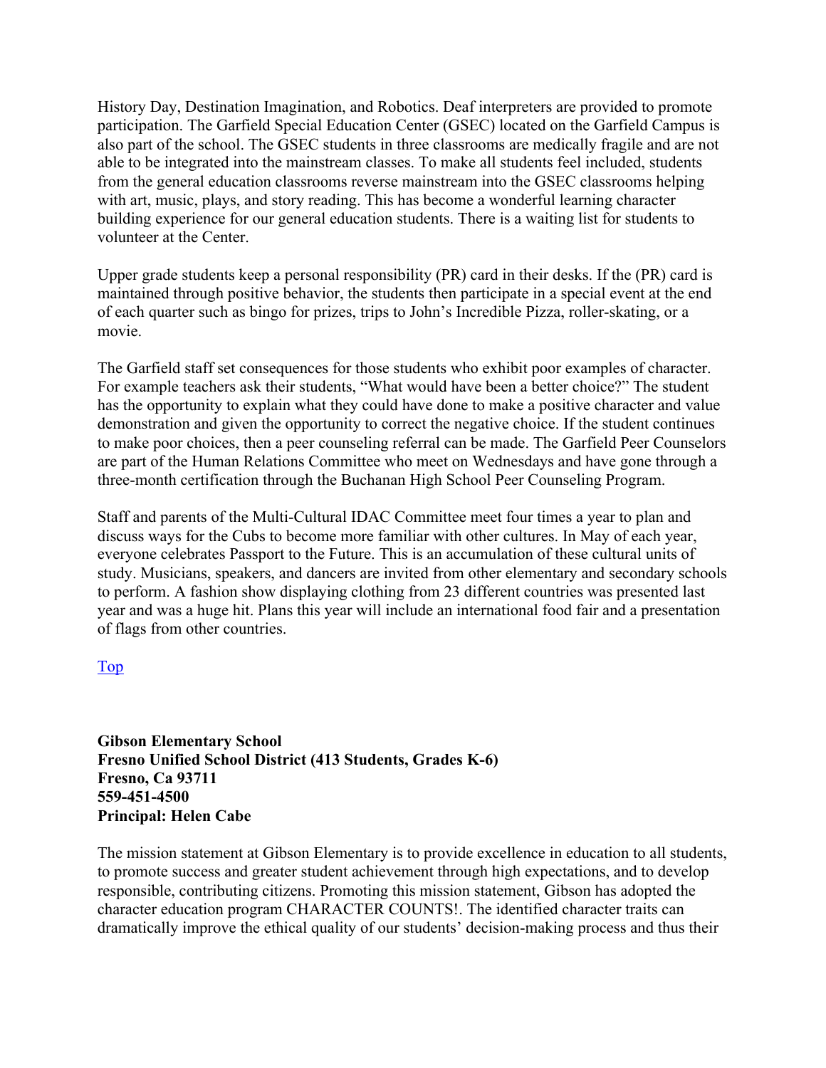History Day, Destination Imagination, and Robotics. Deaf interpreters are provided to promote participation. The Garfield Special Education Center (GSEC) located on the Garfield Campus is also part of the school. The GSEC students in three classrooms are medically fragile and are not able to be integrated into the mainstream classes. To make all students feel included, students from the general education classrooms reverse mainstream into the GSEC classrooms helping with art, music, plays, and story reading. This has become a wonderful learning character building experience for our general education students. There is a waiting list for students to volunteer at the Center.

Upper grade students keep a personal responsibility (PR) card in their desks. If the (PR) card is maintained through positive behavior, the students then participate in a special event at the end of each quarter such as bingo for prizes, trips to John's Incredible Pizza, roller-skating, or a movie.

The Garfield staff set consequences for those students who exhibit poor examples of character. For example teachers ask their students, "What would have been a better choice?" The student has the opportunity to explain what they could have done to make a positive character and value demonstration and given the opportunity to correct the negative choice. If the student continues to make poor choices, then a peer counseling referral can be made. The Garfield Peer Counselors are part of the Human Relations Committee who meet on Wednesdays and have gone through a three-month certification through the Buchanan High School Peer Counseling Program.

Staff and parents of the Multi-Cultural IDAC Committee meet four times a year to plan and discuss ways for the Cubs to become more familiar with other cultures. In May of each year, everyone celebrates Passport to the Future. This is an accumulation of these cultural units of study. Musicians, speakers, and dancers are invited from other elementary and secondary schools to perform. A fashion show displaying clothing from 23 different countries was presented last year and was a huge hit. Plans this year will include an international food fair and a presentation of flags from other countries.

Top

**Gibson Elementary School**
**Fresno Unified School District (413 Students, Grades K-6)**
**Fresno, Ca 93711**
**559-451-4500**
**Principal: Helen Cabe**

The mission statement at Gibson Elementary is to provide excellence in education to all students, to promote success and greater student achievement through high expectations, and to develop responsible, contributing citizens. Promoting this mission statement, Gibson has adopted the character education program CHARACTER COUNTS!. The identified character traits can dramatically improve the ethical quality of our students' decision-making process and thus their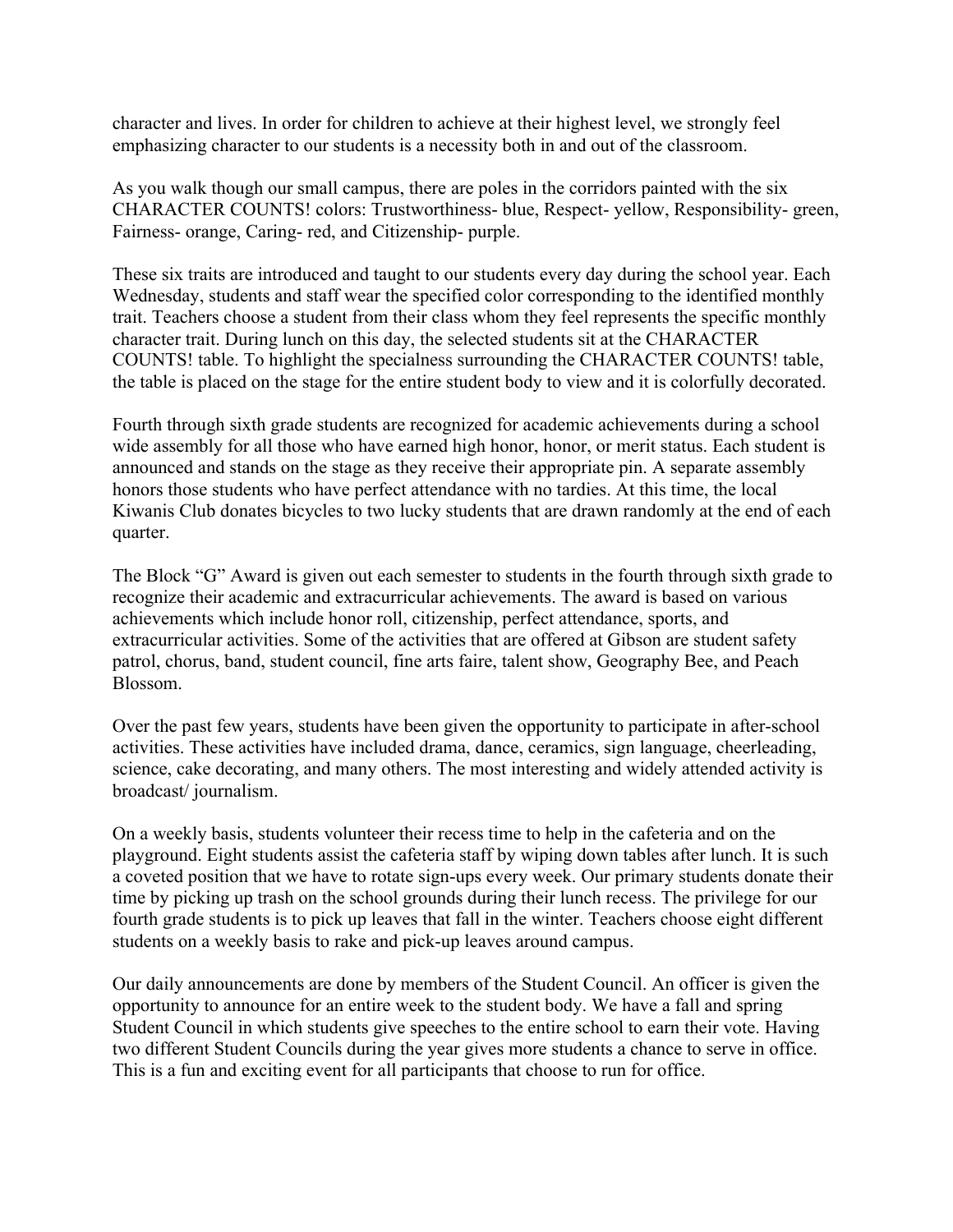character and lives. In order for children to achieve at their highest level, we strongly feel emphasizing character to our students is a necessity both in and out of the classroom.

As you walk though our small campus, there are poles in the corridors painted with the six CHARACTER COUNTS! colors: Trustworthiness- blue, Respect- yellow, Responsibility- green, Fairness- orange, Caring- red, and Citizenship- purple.

These six traits are introduced and taught to our students every day during the school year. Each Wednesday, students and staff wear the specified color corresponding to the identified monthly trait. Teachers choose a student from their class whom they feel represents the specific monthly character trait. During lunch on this day, the selected students sit at the CHARACTER COUNTS! table. To highlight the specialness surrounding the CHARACTER COUNTS! table, the table is placed on the stage for the entire student body to view and it is colorfully decorated.

Fourth through sixth grade students are recognized for academic achievements during a school wide assembly for all those who have earned high honor, honor, or merit status. Each student is announced and stands on the stage as they receive their appropriate pin. A separate assembly honors those students who have perfect attendance with no tardies. At this time, the local Kiwanis Club donates bicycles to two lucky students that are drawn randomly at the end of each quarter.

The Block "G" Award is given out each semester to students in the fourth through sixth grade to recognize their academic and extracurricular achievements. The award is based on various achievements which include honor roll, citizenship, perfect attendance, sports, and extracurricular activities. Some of the activities that are offered at Gibson are student safety patrol, chorus, band, student council, fine arts faire, talent show, Geography Bee, and Peach Blossom.

Over the past few years, students have been given the opportunity to participate in after-school activities. These activities have included drama, dance, ceramics, sign language, cheerleading, science, cake decorating, and many others. The most interesting and widely attended activity is broadcast/ journalism.

On a weekly basis, students volunteer their recess time to help in the cafeteria and on the playground. Eight students assist the cafeteria staff by wiping down tables after lunch. It is such a coveted position that we have to rotate sign-ups every week. Our primary students donate their time by picking up trash on the school grounds during their lunch recess. The privilege for our fourth grade students is to pick up leaves that fall in the winter. Teachers choose eight different students on a weekly basis to rake and pick-up leaves around campus.

Our daily announcements are done by members of the Student Council. An officer is given the opportunity to announce for an entire week to the student body. We have a fall and spring Student Council in which students give speeches to the entire school to earn their vote. Having two different Student Councils during the year gives more students a chance to serve in office. This is a fun and exciting event for all participants that choose to run for office.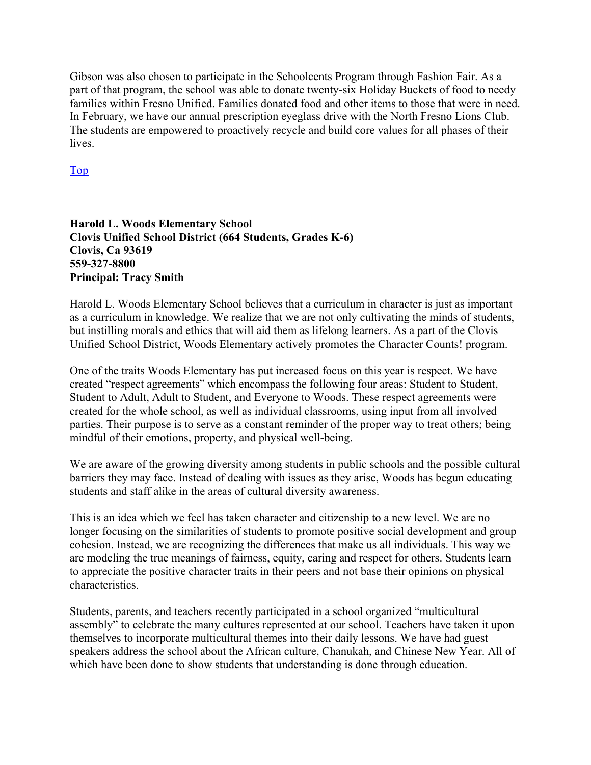Gibson was also chosen to participate in the Schoolcents Program through Fashion Fair. As a part of that program, the school was able to donate twenty-six Holiday Buckets of food to needy families within Fresno Unified. Families donated food and other items to those that were in need. In February, we have our annual prescription eyeglass drive with the North Fresno Lions Club. The students are empowered to proactively recycle and build core values for all phases of their lives.

Top

**Harold L. Woods Elementary School**
**Clovis Unified School District (664 Students, Grades K-6)**
**Clovis, Ca 93619**
**559-327-8800**
**Principal: Tracy Smith**

Harold L. Woods Elementary School believes that a curriculum in character is just as important as a curriculum in knowledge. We realize that we are not only cultivating the minds of students, but instilling morals and ethics that will aid them as lifelong learners. As a part of the Clovis Unified School District, Woods Elementary actively promotes the Character Counts! program.

One of the traits Woods Elementary has put increased focus on this year is respect. We have created "respect agreements" which encompass the following four areas: Student to Student, Student to Adult, Adult to Student, and Everyone to Woods. These respect agreements were created for the whole school, as well as individual classrooms, using input from all involved parties. Their purpose is to serve as a constant reminder of the proper way to treat others; being mindful of their emotions, property, and physical well-being.

We are aware of the growing diversity among students in public schools and the possible cultural barriers they may face. Instead of dealing with issues as they arise, Woods has begun educating students and staff alike in the areas of cultural diversity awareness.

This is an idea which we feel has taken character and citizenship to a new level. We are no longer focusing on the similarities of students to promote positive social development and group cohesion. Instead, we are recognizing the differences that make us all individuals. This way we are modeling the true meanings of fairness, equity, caring and respect for others. Students learn to appreciate the positive character traits in their peers and not base their opinions on physical characteristics.

Students, parents, and teachers recently participated in a school organized "multicultural assembly" to celebrate the many cultures represented at our school. Teachers have taken it upon themselves to incorporate multicultural themes into their daily lessons. We have had guest speakers address the school about the African culture, Chanukah, and Chinese New Year. All of which have been done to show students that understanding is done through education.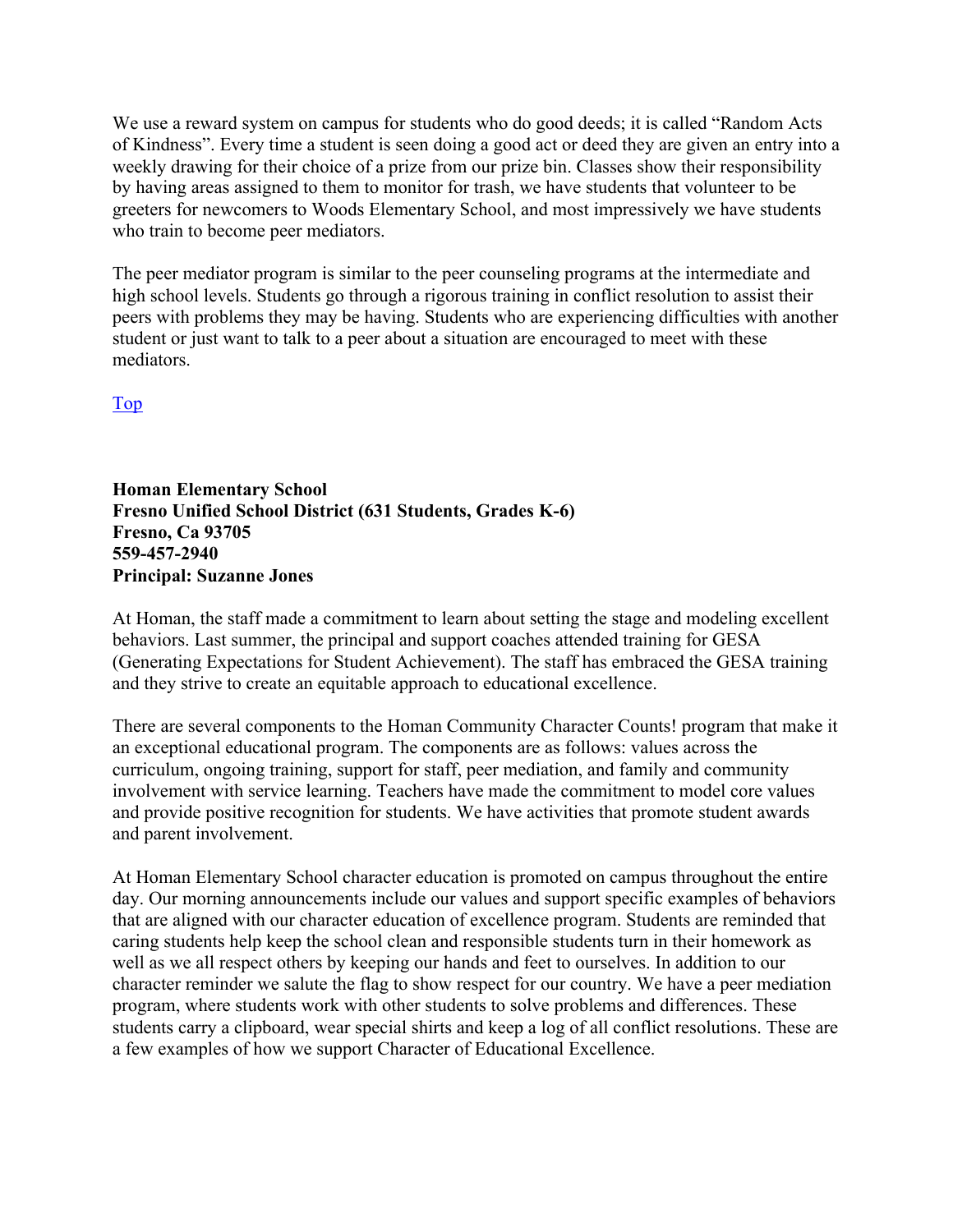We use a reward system on campus for students who do good deeds; it is called "Random Acts of Kindness". Every time a student is seen doing a good act or deed they are given an entry into a weekly drawing for their choice of a prize from our prize bin. Classes show their responsibility by having areas assigned to them to monitor for trash, we have students that volunteer to be greeters for newcomers to Woods Elementary School, and most impressively we have students who train to become peer mediators.

The peer mediator program is similar to the peer counseling programs at the intermediate and high school levels. Students go through a rigorous training in conflict resolution to assist their peers with problems they may be having. Students who are experiencing difficulties with another student or just want to talk to a peer about a situation are encouraged to meet with these mediators.

Top

**Homan Elementary School**
**Fresno Unified School District (631 Students, Grades K-6)**
**Fresno, Ca 93705**
**559-457-2940**
**Principal: Suzanne Jones**

At Homan, the staff made a commitment to learn about setting the stage and modeling excellent behaviors. Last summer, the principal and support coaches attended training for GESA (Generating Expectations for Student Achievement). The staff has embraced the GESA training and they strive to create an equitable approach to educational excellence.

There are several components to the Homan Community Character Counts! program that make it an exceptional educational program. The components are as follows: values across the curriculum, ongoing training, support for staff, peer mediation, and family and community involvement with service learning. Teachers have made the commitment to model core values and provide positive recognition for students. We have activities that promote student awards and parent involvement.

At Homan Elementary School character education is promoted on campus throughout the entire day. Our morning announcements include our values and support specific examples of behaviors that are aligned with our character education of excellence program. Students are reminded that caring students help keep the school clean and responsible students turn in their homework as well as we all respect others by keeping our hands and feet to ourselves. In addition to our character reminder we salute the flag to show respect for our country. We have a peer mediation program, where students work with other students to solve problems and differences. These students carry a clipboard, wear special shirts and keep a log of all conflict resolutions. These are a few examples of how we support Character of Educational Excellence.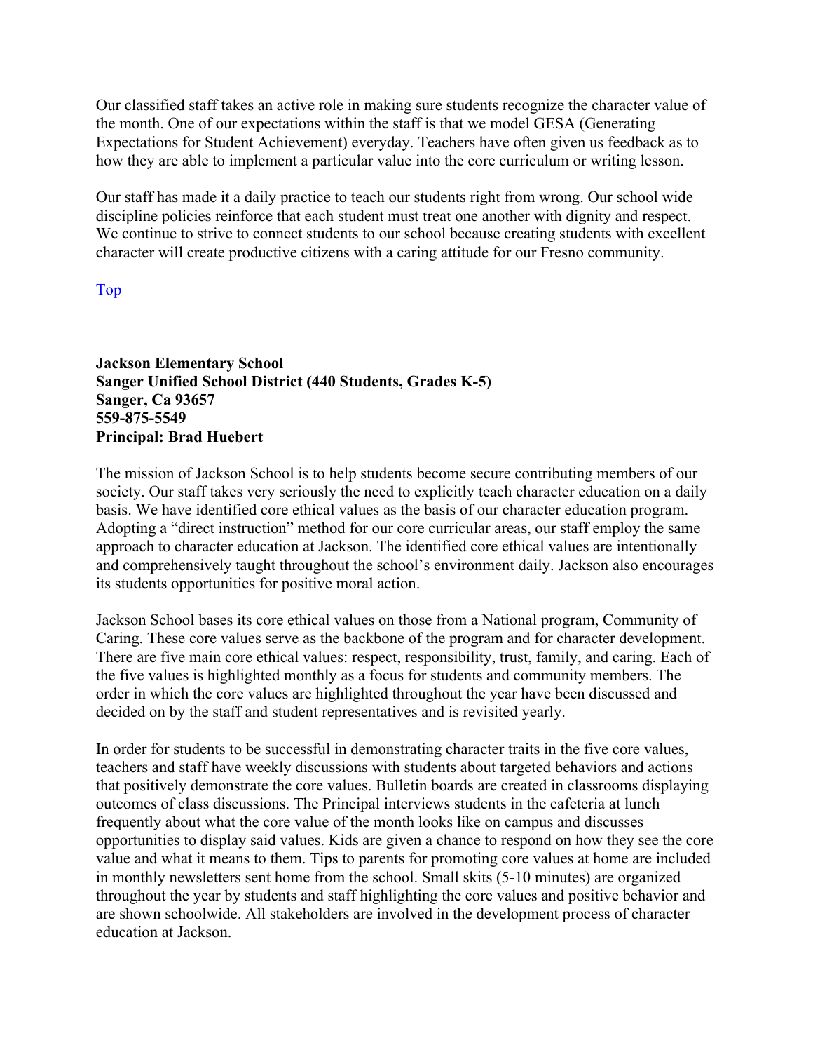Our classified staff takes an active role in making sure students recognize the character value of the month. One of our expectations within the staff is that we model GESA (Generating Expectations for Student Achievement) everyday. Teachers have often given us feedback as to how they are able to implement a particular value into the core curriculum or writing lesson.

Our staff has made it a daily practice to teach our students right from wrong. Our school wide discipline policies reinforce that each student must treat one another with dignity and respect. We continue to strive to connect students to our school because creating students with excellent character will create productive citizens with a caring attitude for our Fresno community.

Top

**Jackson Elementary School**
**Sanger Unified School District (440 Students, Grades K-5)**
**Sanger, Ca 93657**
**559-875-5549**
**Principal: Brad Huebert**

The mission of Jackson School is to help students become secure contributing members of our society. Our staff takes very seriously the need to explicitly teach character education on a daily basis. We have identified core ethical values as the basis of our character education program. Adopting a "direct instruction" method for our core curricular areas, our staff employ the same approach to character education at Jackson. The identified core ethical values are intentionally and comprehensively taught throughout the school's environment daily. Jackson also encourages its students opportunities for positive moral action.

Jackson School bases its core ethical values on those from a National program, Community of Caring. These core values serve as the backbone of the program and for character development. There are five main core ethical values: respect, responsibility, trust, family, and caring. Each of the five values is highlighted monthly as a focus for students and community members. The order in which the core values are highlighted throughout the year have been discussed and decided on by the staff and student representatives and is revisited yearly.

In order for students to be successful in demonstrating character traits in the five core values, teachers and staff have weekly discussions with students about targeted behaviors and actions that positively demonstrate the core values. Bulletin boards are created in classrooms displaying outcomes of class discussions. The Principal interviews students in the cafeteria at lunch frequently about what the core value of the month looks like on campus and discusses opportunities to display said values. Kids are given a chance to respond on how they see the core value and what it means to them. Tips to parents for promoting core values at home are included in monthly newsletters sent home from the school. Small skits (5-10 minutes) are organized throughout the year by students and staff highlighting the core values and positive behavior and are shown schoolwide. All stakeholders are involved in the development process of character education at Jackson.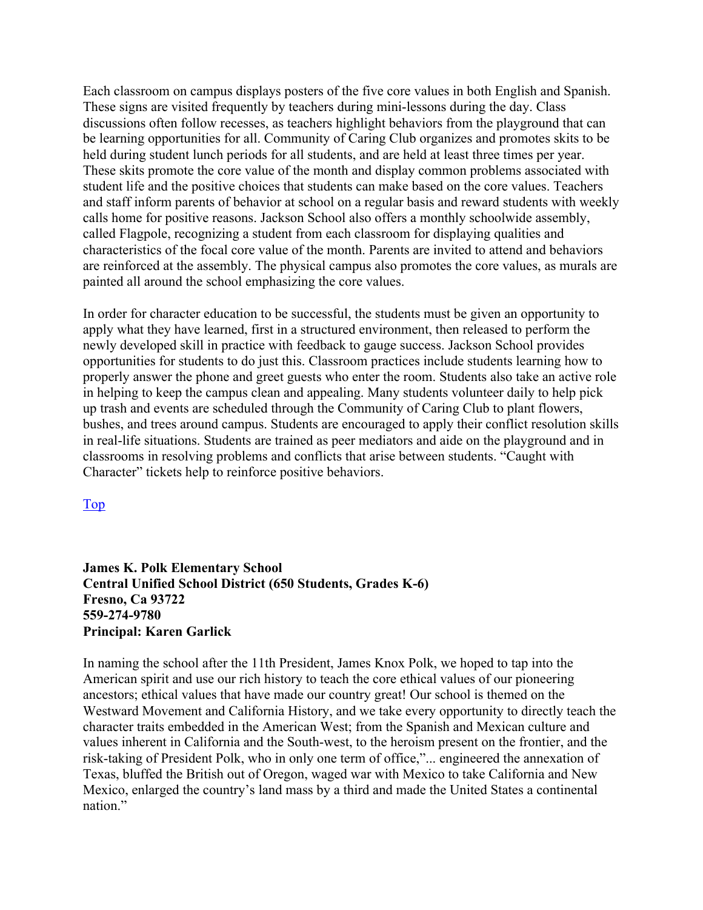Each classroom on campus displays posters of the five core values in both English and Spanish. These signs are visited frequently by teachers during mini-lessons during the day. Class discussions often follow recesses, as teachers highlight behaviors from the playground that can be learning opportunities for all. Community of Caring Club organizes and promotes skits to be held during student lunch periods for all students, and are held at least three times per year. These skits promote the core value of the month and display common problems associated with student life and the positive choices that students can make based on the core values. Teachers and staff inform parents of behavior at school on a regular basis and reward students with weekly calls home for positive reasons. Jackson School also offers a monthly schoolwide assembly, called Flagpole, recognizing a student from each classroom for displaying qualities and characteristics of the focal core value of the month. Parents are invited to attend and behaviors are reinforced at the assembly. The physical campus also promotes the core values, as murals are painted all around the school emphasizing the core values.

In order for character education to be successful, the students must be given an opportunity to apply what they have learned, first in a structured environment, then released to perform the newly developed skill in practice with feedback to gauge success. Jackson School provides opportunities for students to do just this. Classroom practices include students learning how to properly answer the phone and greet guests who enter the room. Students also take an active role in helping to keep the campus clean and appealing. Many students volunteer daily to help pick up trash and events are scheduled through the Community of Caring Club to plant flowers, bushes, and trees around campus. Students are encouraged to apply their conflict resolution skills in real-life situations. Students are trained as peer mediators and aide on the playground and in classrooms in resolving problems and conflicts that arise between students. "Caught with Character" tickets help to reinforce positive behaviors.

Top

**James K. Polk Elementary School**
**Central Unified School District (650 Students, Grades K-6)**
**Fresno, Ca 93722**
**559-274-9780**
**Principal: Karen Garlick**

In naming the school after the 11th President, James Knox Polk, we hoped to tap into the American spirit and use our rich history to teach the core ethical values of our pioneering ancestors; ethical values that have made our country great! Our school is themed on the Westward Movement and California History, and we take every opportunity to directly teach the character traits embedded in the American West; from the Spanish and Mexican culture and values inherent in California and the South-west, to the heroism present on the frontier, and the risk-taking of President Polk, who in only one term of office,"... engineered the annexation of Texas, bluffed the British out of Oregon, waged war with Mexico to take California and New Mexico, enlarged the country's land mass by a third and made the United States a continental nation."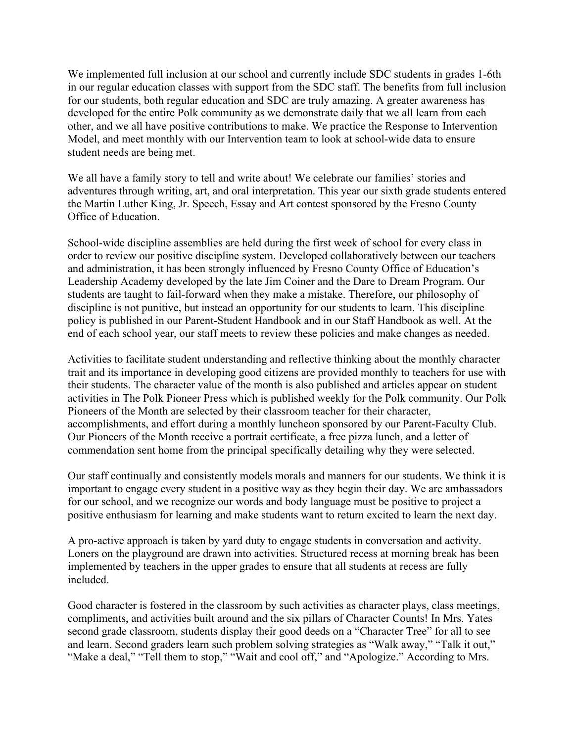We implemented full inclusion at our school and currently include SDC students in grades 1-6th in our regular education classes with support from the SDC staff. The benefits from full inclusion for our students, both regular education and SDC are truly amazing. A greater awareness has developed for the entire Polk community as we demonstrate daily that we all learn from each other, and we all have positive contributions to make. We practice the Response to Intervention Model, and meet monthly with our Intervention team to look at school-wide data to ensure student needs are being met.

We all have a family story to tell and write about! We celebrate our families' stories and adventures through writing, art, and oral interpretation. This year our sixth grade students entered the Martin Luther King, Jr. Speech, Essay and Art contest sponsored by the Fresno County Office of Education.

School-wide discipline assemblies are held during the first week of school for every class in order to review our positive discipline system. Developed collaboratively between our teachers and administration, it has been strongly influenced by Fresno County Office of Education's Leadership Academy developed by the late Jim Coiner and the Dare to Dream Program. Our students are taught to fail-forward when they make a mistake. Therefore, our philosophy of discipline is not punitive, but instead an opportunity for our students to learn. This discipline policy is published in our Parent-Student Handbook and in our Staff Handbook as well. At the end of each school year, our staff meets to review these policies and make changes as needed.

Activities to facilitate student understanding and reflective thinking about the monthly character trait and its importance in developing good citizens are provided monthly to teachers for use with their students. The character value of the month is also published and articles appear on student activities in The Polk Pioneer Press which is published weekly for the Polk community. Our Polk Pioneers of the Month are selected by their classroom teacher for their character, accomplishments, and effort during a monthly luncheon sponsored by our Parent-Faculty Club. Our Pioneers of the Month receive a portrait certificate, a free pizza lunch, and a letter of commendation sent home from the principal specifically detailing why they were selected.

Our staff continually and consistently models morals and manners for our students. We think it is important to engage every student in a positive way as they begin their day. We are ambassadors for our school, and we recognize our words and body language must be positive to project a positive enthusiasm for learning and make students want to return excited to learn the next day.

A pro-active approach is taken by yard duty to engage students in conversation and activity. Loners on the playground are drawn into activities. Structured recess at morning break has been implemented by teachers in the upper grades to ensure that all students at recess are fully included.

Good character is fostered in the classroom by such activities as character plays, class meetings, compliments, and activities built around and the six pillars of Character Counts! In Mrs. Yates second grade classroom, students display their good deeds on a "Character Tree" for all to see and learn. Second graders learn such problem solving strategies as "Walk away," "Talk it out," "Make a deal," "Tell them to stop," "Wait and cool off," and "Apologize." According to Mrs.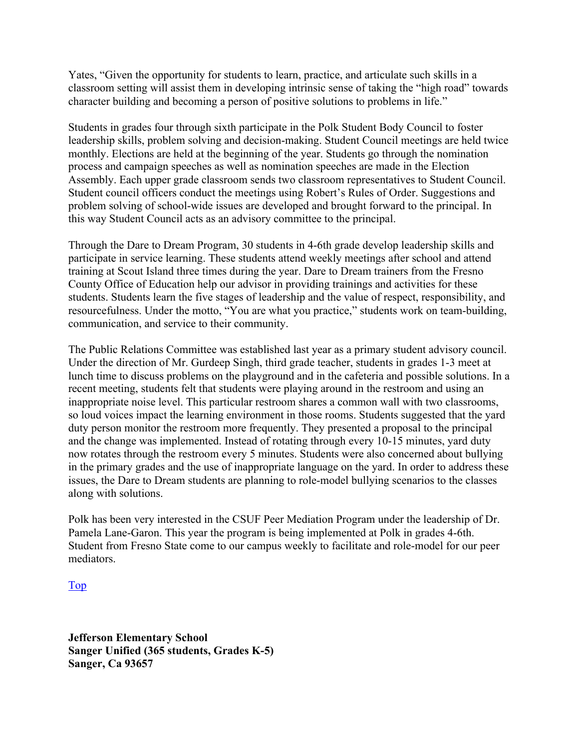Yates, "Given the opportunity for students to learn, practice, and articulate such skills in a classroom setting will assist them in developing intrinsic sense of taking the "high road" towards character building and becoming a person of positive solutions to problems in life."

Students in grades four through sixth participate in the Polk Student Body Council to foster leadership skills, problem solving and decision-making. Student Council meetings are held twice monthly. Elections are held at the beginning of the year. Students go through the nomination process and campaign speeches as well as nomination speeches are made in the Election Assembly. Each upper grade classroom sends two classroom representatives to Student Council. Student council officers conduct the meetings using Robert's Rules of Order. Suggestions and problem solving of school-wide issues are developed and brought forward to the principal. In this way Student Council acts as an advisory committee to the principal.

Through the Dare to Dream Program, 30 students in 4-6th grade develop leadership skills and participate in service learning. These students attend weekly meetings after school and attend training at Scout Island three times during the year. Dare to Dream trainers from the Fresno County Office of Education help our advisor in providing trainings and activities for these students. Students learn the five stages of leadership and the value of respect, responsibility, and resourcefulness. Under the motto, "You are what you practice," students work on team-building, communication, and service to their community.

The Public Relations Committee was established last year as a primary student advisory council. Under the direction of Mr. Gurdeep Singh, third grade teacher, students in grades 1-3 meet at lunch time to discuss problems on the playground and in the cafeteria and possible solutions. In a recent meeting, students felt that students were playing around in the restroom and using an inappropriate noise level. This particular restroom shares a common wall with two classrooms, so loud voices impact the learning environment in those rooms. Students suggested that the yard duty person monitor the restroom more frequently. They presented a proposal to the principal and the change was implemented. Instead of rotating through every 10-15 minutes, yard duty now rotates through the restroom every 5 minutes. Students were also concerned about bullying in the primary grades and the use of inappropriate language on the yard. In order to address these issues, the Dare to Dream students are planning to role-model bullying scenarios to the classes along with solutions.

Polk has been very interested in the CSUF Peer Mediation Program under the leadership of Dr. Pamela Lane-Garon. This year the program is being implemented at Polk in grades 4-6th. Student from Fresno State come to our campus weekly to facilitate and role-model for our peer mediators.

[Top](#)

**Jefferson Elementary School**
**Sanger Unified (365 students, Grades K-5)**
**Sanger, Ca 93657**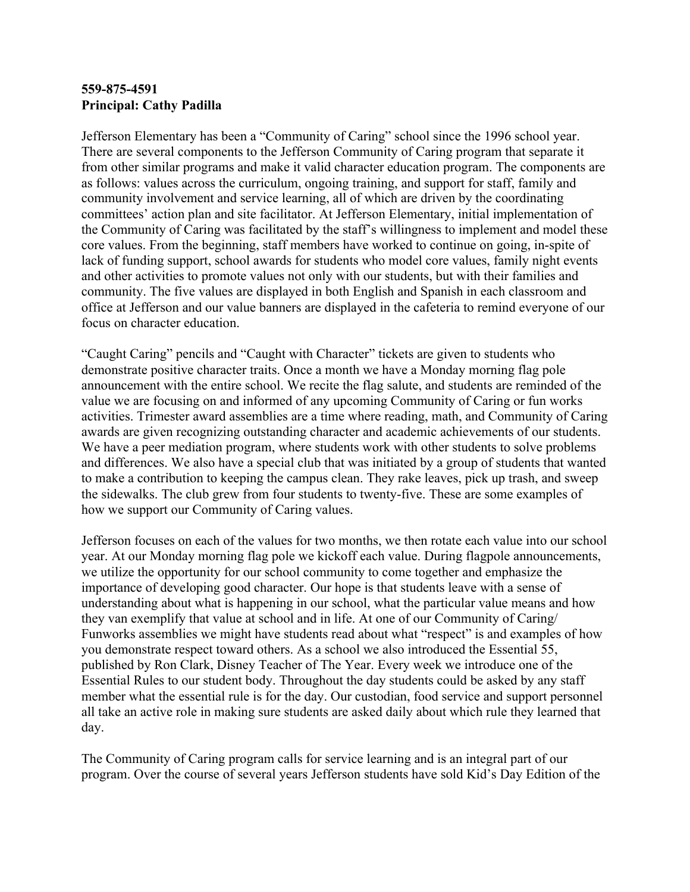**559-875-4591**
**Principal: Cathy Padilla**

Jefferson Elementary has been a "Community of Caring" school since the 1996 school year. There are several components to the Jefferson Community of Caring program that separate it from other similar programs and make it valid character education program. The components are as follows: values across the curriculum, ongoing training, and support for staff, family and community involvement and service learning, all of which are driven by the coordinating committees' action plan and site facilitator. At Jefferson Elementary, initial implementation of the Community of Caring was facilitated by the staff's willingness to implement and model these core values. From the beginning, staff members have worked to continue on going, in-spite of lack of funding support, school awards for students who model core values, family night events and other activities to promote values not only with our students, but with their families and community. The five values are displayed in both English and Spanish in each classroom and office at Jefferson and our value banners are displayed in the cafeteria to remind everyone of our focus on character education.

"Caught Caring" pencils and "Caught with Character" tickets are given to students who demonstrate positive character traits. Once a month we have a Monday morning flag pole announcement with the entire school. We recite the flag salute, and students are reminded of the value we are focusing on and informed of any upcoming Community of Caring or fun works activities. Trimester award assemblies are a time where reading, math, and Community of Caring awards are given recognizing outstanding character and academic achievements of our students. We have a peer mediation program, where students work with other students to solve problems and differences. We also have a special club that was initiated by a group of students that wanted to make a contribution to keeping the campus clean. They rake leaves, pick up trash, and sweep the sidewalks. The club grew from four students to twenty-five. These are some examples of how we support our Community of Caring values.

Jefferson focuses on each of the values for two months, we then rotate each value into our school year. At our Monday morning flag pole we kickoff each value. During flagpole announcements, we utilize the opportunity for our school community to come together and emphasize the importance of developing good character. Our hope is that students leave with a sense of understanding about what is happening in our school, what the particular value means and how they van exemplify that value at school and in life. At one of our Community of Caring/ Funworks assemblies we might have students read about what "respect" is and examples of how you demonstrate respect toward others. As a school we also introduced the Essential 55, published by Ron Clark, Disney Teacher of The Year. Every week we introduce one of the Essential Rules to our student body. Throughout the day students could be asked by any staff member what the essential rule is for the day. Our custodian, food service and support personnel all take an active role in making sure students are asked daily about which rule they learned that day.

The Community of Caring program calls for service learning and is an integral part of our program. Over the course of several years Jefferson students have sold Kid's Day Edition of the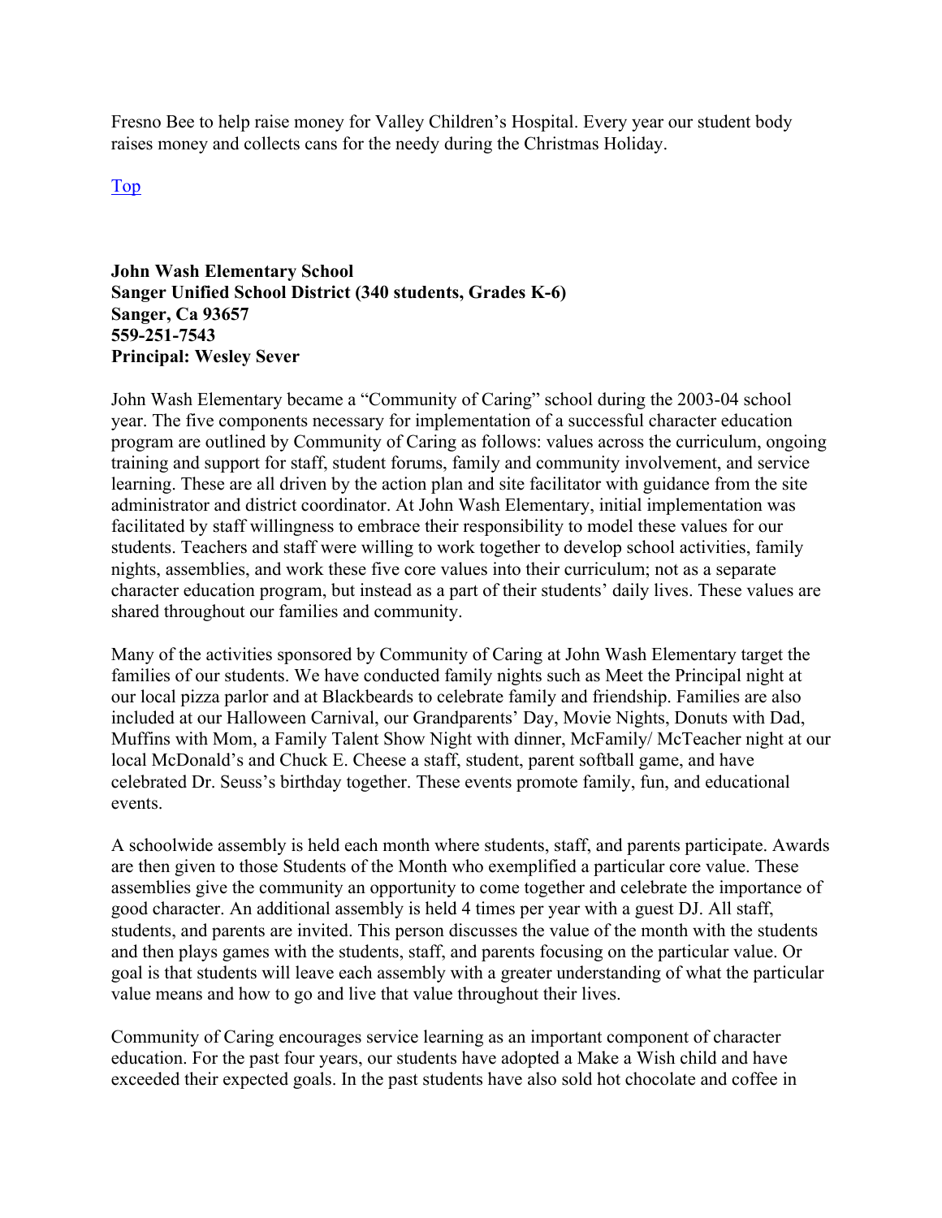Fresno Bee to help raise money for Valley Children's Hospital. Every year our student body raises money and collects cans for the needy during the Christmas Holiday.

[Top]

**John Wash Elementary School**
**Sanger Unified School District (340 students, Grades K-6)**
**Sanger, Ca 93657**
**559-251-7543**
**Principal: Wesley Sever**

John Wash Elementary became a "Community of Caring" school during the 2003-04 school year. The five components necessary for implementation of a successful character education program are outlined by Community of Caring as follows: values across the curriculum, ongoing training and support for staff, student forums, family and community involvement, and service learning. These are all driven by the action plan and site facilitator with guidance from the site administrator and district coordinator. At John Wash Elementary, initial implementation was facilitated by staff willingness to embrace their responsibility to model these values for our students. Teachers and staff were willing to work together to develop school activities, family nights, assemblies, and work these five core values into their curriculum; not as a separate character education program, but instead as a part of their students' daily lives. These values are shared throughout our families and community.

Many of the activities sponsored by Community of Caring at John Wash Elementary target the families of our students. We have conducted family nights such as Meet the Principal night at our local pizza parlor and at Blackbeards to celebrate family and friendship. Families are also included at our Halloween Carnival, our Grandparents' Day, Movie Nights, Donuts with Dad, Muffins with Mom, a Family Talent Show Night with dinner, McFamily/ McTeacher night at our local McDonald's and Chuck E. Cheese a staff, student, parent softball game, and have celebrated Dr. Seuss's birthday together. These events promote family, fun, and educational events.

A schoolwide assembly is held each month where students, staff, and parents participate. Awards are then given to those Students of the Month who exemplified a particular core value. These assemblies give the community an opportunity to come together and celebrate the importance of good character. An additional assembly is held 4 times per year with a guest DJ. All staff, students, and parents are invited. This person discusses the value of the month with the students and then plays games with the students, staff, and parents focusing on the particular value. Or goal is that students will leave each assembly with a greater understanding of what the particular value means and how to go and live that value throughout their lives.

Community of Caring encourages service learning as an important component of character education. For the past four years, our students have adopted a Make a Wish child and have exceeded their expected goals. In the past students have also sold hot chocolate and coffee in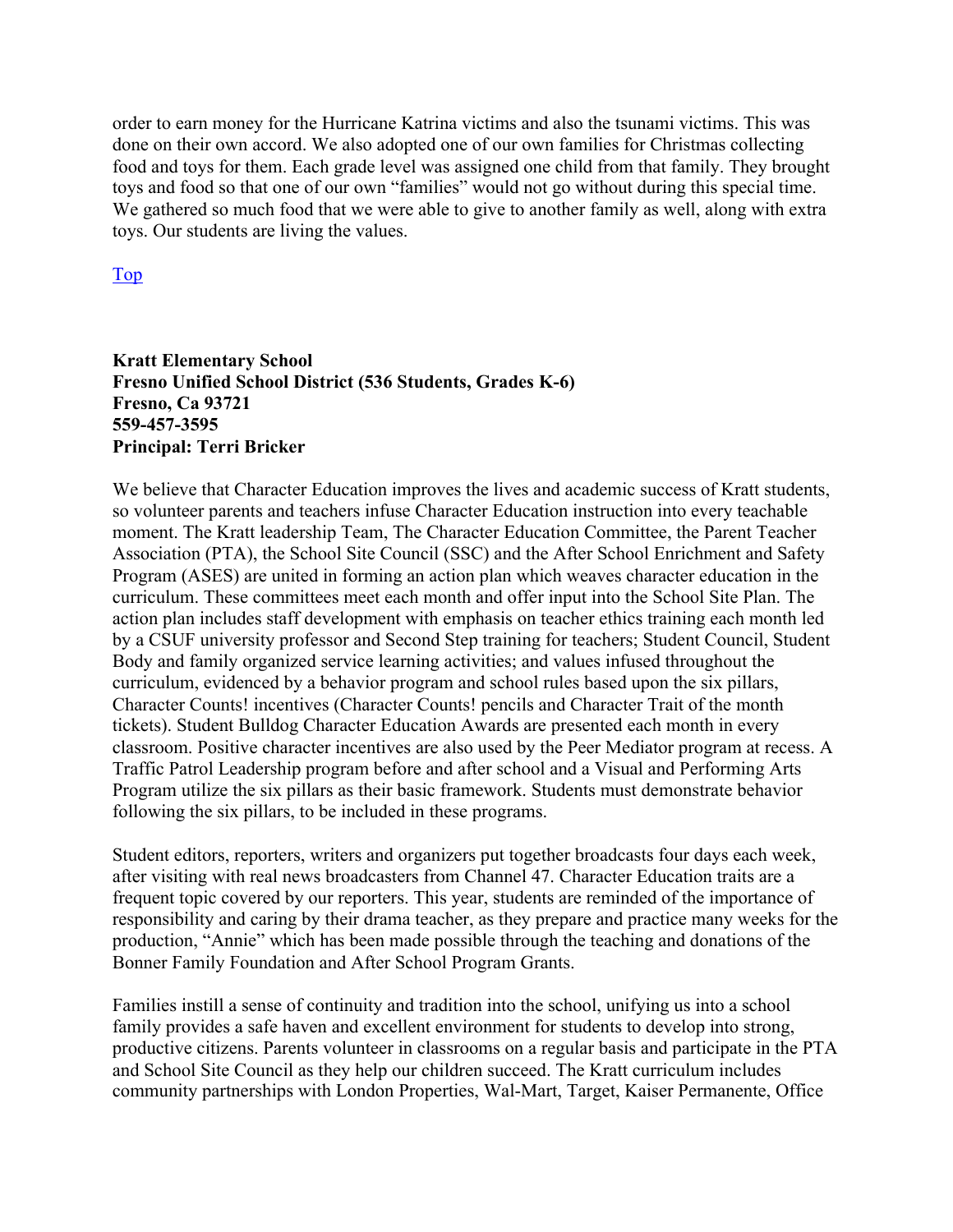order to earn money for the Hurricane Katrina victims and also the tsunami victims. This was done on their own accord. We also adopted one of our own families for Christmas collecting food and toys for them. Each grade level was assigned one child from that family. They brought toys and food so that one of our own "families" would not go without during this special time. We gathered so much food that we were able to give to another family as well, along with extra toys. Our students are living the values.

Top

**Kratt Elementary School**
**Fresno Unified School District (536 Students, Grades K-6)**
**Fresno, Ca 93721**
**559-457-3595**
**Principal: Terri Bricker**

We believe that Character Education improves the lives and academic success of Kratt students, so volunteer parents and teachers infuse Character Education instruction into every teachable moment. The Kratt leadership Team, The Character Education Committee, the Parent Teacher Association (PTA), the School Site Council (SSC) and the After School Enrichment and Safety Program (ASES) are united in forming an action plan which weaves character education in the curriculum. These committees meet each month and offer input into the School Site Plan. The action plan includes staff development with emphasis on teacher ethics training each month led by a CSUF university professor and Second Step training for teachers; Student Council, Student Body and family organized service learning activities; and values infused throughout the curriculum, evidenced by a behavior program and school rules based upon the six pillars, Character Counts! incentives (Character Counts! pencils and Character Trait of the month tickets). Student Bulldog Character Education Awards are presented each month in every classroom. Positive character incentives are also used by the Peer Mediator program at recess. A Traffic Patrol Leadership program before and after school and a Visual and Performing Arts Program utilize the six pillars as their basic framework. Students must demonstrate behavior following the six pillars, to be included in these programs.

Student editors, reporters, writers and organizers put together broadcasts four days each week, after visiting with real news broadcasters from Channel 47. Character Education traits are a frequent topic covered by our reporters. This year, students are reminded of the importance of responsibility and caring by their drama teacher, as they prepare and practice many weeks for the production, "Annie" which has been made possible through the teaching and donations of the Bonner Family Foundation and After School Program Grants.

Families instill a sense of continuity and tradition into the school, unifying us into a school family provides a safe haven and excellent environment for students to develop into strong, productive citizens. Parents volunteer in classrooms on a regular basis and participate in the PTA and School Site Council as they help our children succeed. The Kratt curriculum includes community partnerships with London Properties, Wal-Mart, Target, Kaiser Permanente, Office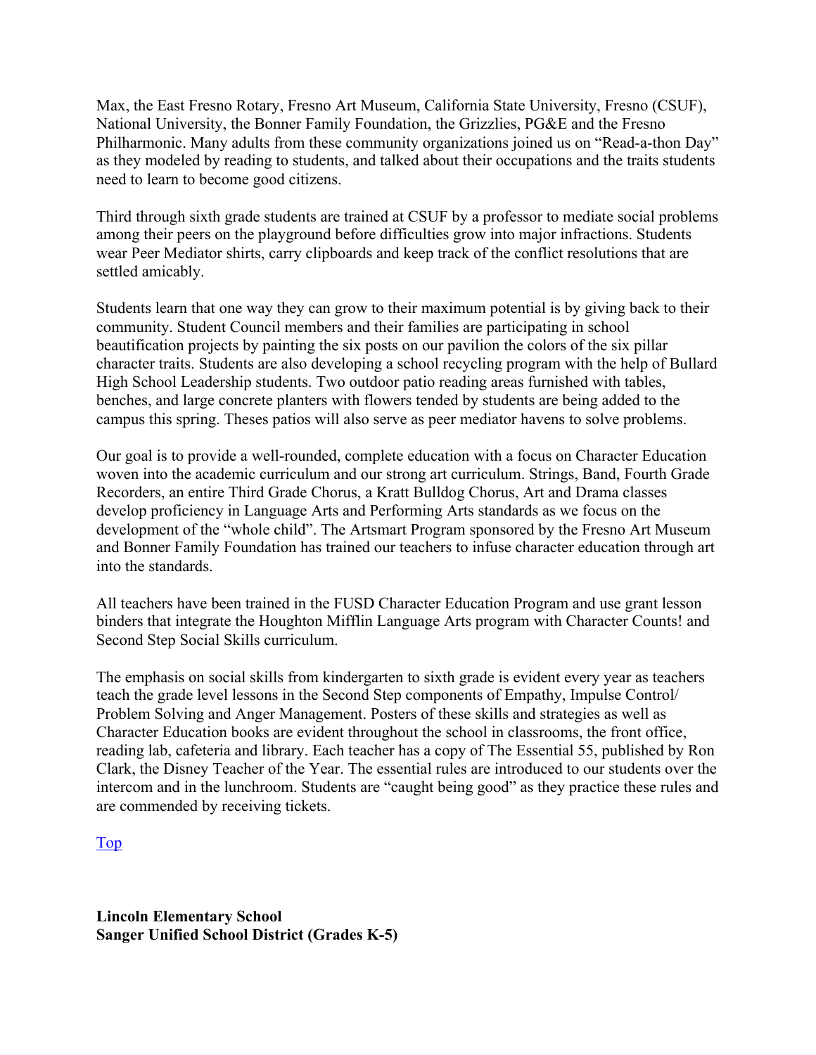Max, the East Fresno Rotary, Fresno Art Museum, California State University, Fresno (CSUF), National University, the Bonner Family Foundation, the Grizzlies, PG&E and the Fresno Philharmonic. Many adults from these community organizations joined us on "Read-a-thon Day" as they modeled by reading to students, and talked about their occupations and the traits students need to learn to become good citizens.

Third through sixth grade students are trained at CSUF by a professor to mediate social problems among their peers on the playground before difficulties grow into major infractions. Students wear Peer Mediator shirts, carry clipboards and keep track of the conflict resolutions that are settled amicably.

Students learn that one way they can grow to their maximum potential is by giving back to their community. Student Council members and their families are participating in school beautification projects by painting the six posts on our pavilion the colors of the six pillar character traits. Students are also developing a school recycling program with the help of Bullard High School Leadership students. Two outdoor patio reading areas furnished with tables, benches, and large concrete planters with flowers tended by students are being added to the campus this spring. Theses patios will also serve as peer mediator havens to solve problems.

Our goal is to provide a well-rounded, complete education with a focus on Character Education woven into the academic curriculum and our strong art curriculum. Strings, Band, Fourth Grade Recorders, an entire Third Grade Chorus, a Kratt Bulldog Chorus, Art and Drama classes develop proficiency in Language Arts and Performing Arts standards as we focus on the development of the "whole child". The Artsmart Program sponsored by the Fresno Art Museum and Bonner Family Foundation has trained our teachers to infuse character education through art into the standards.

All teachers have been trained in the FUSD Character Education Program and use grant lesson binders that integrate the Houghton Mifflin Language Arts program with Character Counts! and Second Step Social Skills curriculum.

The emphasis on social skills from kindergarten to sixth grade is evident every year as teachers teach the grade level lessons in the Second Step components of Empathy, Impulse Control/ Problem Solving and Anger Management. Posters of these skills and strategies as well as Character Education books are evident throughout the school in classrooms, the front office, reading lab, cafeteria and library. Each teacher has a copy of The Essential 55, published by Ron Clark, the Disney Teacher of the Year. The essential rules are introduced to our students over the intercom and in the lunchroom. Students are "caught being good" as they practice these rules and are commended by receiving tickets.

Top

**Lincoln Elementary School**
**Sanger Unified School District (Grades K-5)**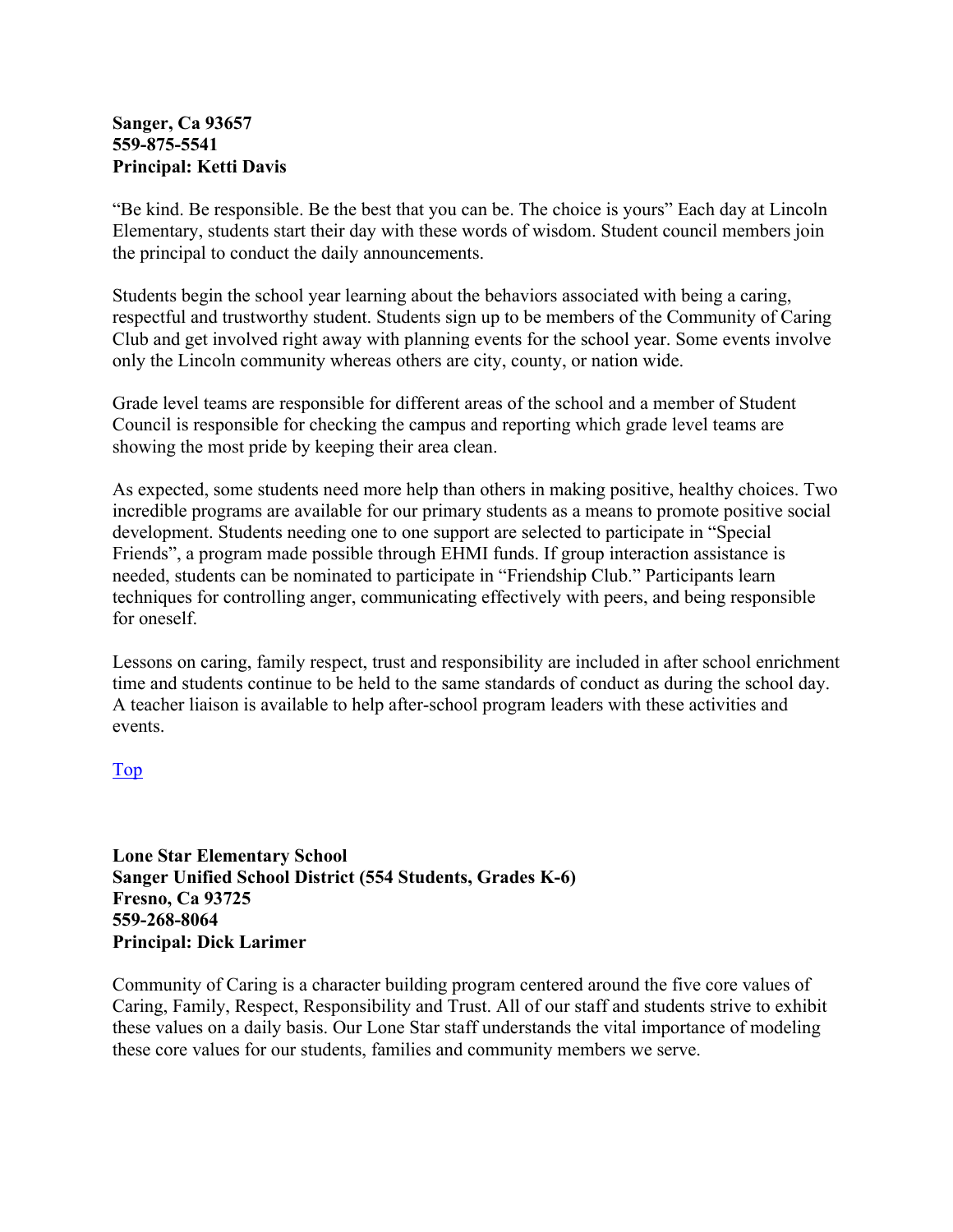**Sanger, Ca 93657**
**559-875-5541**
**Principal: Ketti Davis**

"Be kind. Be responsible. Be the best that you can be. The choice is yours" Each day at Lincoln Elementary, students start their day with these words of wisdom. Student council members join the principal to conduct the daily announcements.

Students begin the school year learning about the behaviors associated with being a caring, respectful and trustworthy student. Students sign up to be members of the Community of Caring Club and get involved right away with planning events for the school year. Some events involve only the Lincoln community whereas others are city, county, or nation wide.

Grade level teams are responsible for different areas of the school and a member of Student Council is responsible for checking the campus and reporting which grade level teams are showing the most pride by keeping their area clean.

As expected, some students need more help than others in making positive, healthy choices. Two incredible programs are available for our primary students as a means to promote positive social development. Students needing one to one support are selected to participate in "Special Friends", a program made possible through EHMI funds. If group interaction assistance is needed, students can be nominated to participate in "Friendship Club." Participants learn techniques for controlling anger, communicating effectively with peers, and being responsible for oneself.

Lessons on caring, family respect, trust and responsibility are included in after school enrichment time and students continue to be held to the same standards of conduct as during the school day. A teacher liaison is available to help after-school program leaders with these activities and events.

Top

**Lone Star Elementary School**
**Sanger Unified School District (554 Students, Grades K-6)**
**Fresno, Ca 93725**
**559-268-8064**
**Principal: Dick Larimer**

Community of Caring is a character building program centered around the five core values of Caring, Family, Respect, Responsibility and Trust. All of our staff and students strive to exhibit these values on a daily basis. Our Lone Star staff understands the vital importance of modeling these core values for our students, families and community members we serve.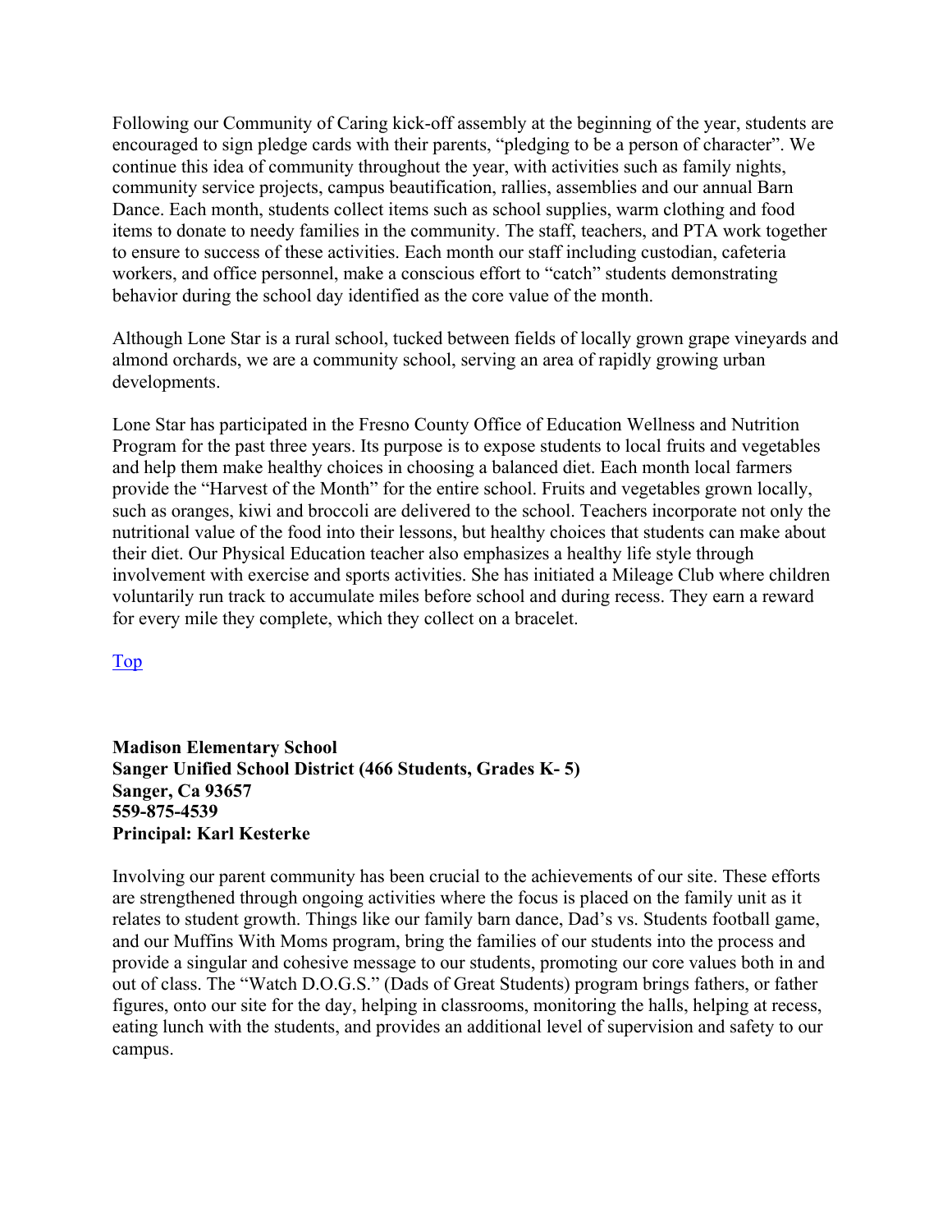Following our Community of Caring kick-off assembly at the beginning of the year, students are encouraged to sign pledge cards with their parents, "pledging to be a person of character". We continue this idea of community throughout the year, with activities such as family nights, community service projects, campus beautification, rallies, assemblies and our annual Barn Dance. Each month, students collect items such as school supplies, warm clothing and food items to donate to needy families in the community. The staff, teachers, and PTA work together to ensure to success of these activities. Each month our staff including custodian, cafeteria workers, and office personnel, make a conscious effort to "catch" students demonstrating behavior during the school day identified as the core value of the month.

Although Lone Star is a rural school, tucked between fields of locally grown grape vineyards and almond orchards, we are a community school, serving an area of rapidly growing urban developments.

Lone Star has participated in the Fresno County Office of Education Wellness and Nutrition Program for the past three years. Its purpose is to expose students to local fruits and vegetables and help them make healthy choices in choosing a balanced diet. Each month local farmers provide the "Harvest of the Month" for the entire school. Fruits and vegetables grown locally, such as oranges, kiwi and broccoli are delivered to the school. Teachers incorporate not only the nutritional value of the food into their lessons, but healthy choices that students can make about their diet. Our Physical Education teacher also emphasizes a healthy life style through involvement with exercise and sports activities. She has initiated a Mileage Club where children voluntarily run track to accumulate miles before school and during recess. They earn a reward for every mile they complete, which they collect on a bracelet.

Top

**Madison Elementary School**
**Sanger Unified School District (466 Students, Grades K- 5)**
**Sanger, Ca 93657**
**559-875-4539**
**Principal: Karl Kesterke**

Involving our parent community has been crucial to the achievements of our site. These efforts are strengthened through ongoing activities where the focus is placed on the family unit as it relates to student growth. Things like our family barn dance, Dad's vs. Students football game, and our Muffins With Moms program, bring the families of our students into the process and provide a singular and cohesive message to our students, promoting our core values both in and out of class. The "Watch D.O.G.S." (Dads of Great Students) program brings fathers, or father figures, onto our site for the day, helping in classrooms, monitoring the halls, helping at recess, eating lunch with the students, and provides an additional level of supervision and safety to our campus.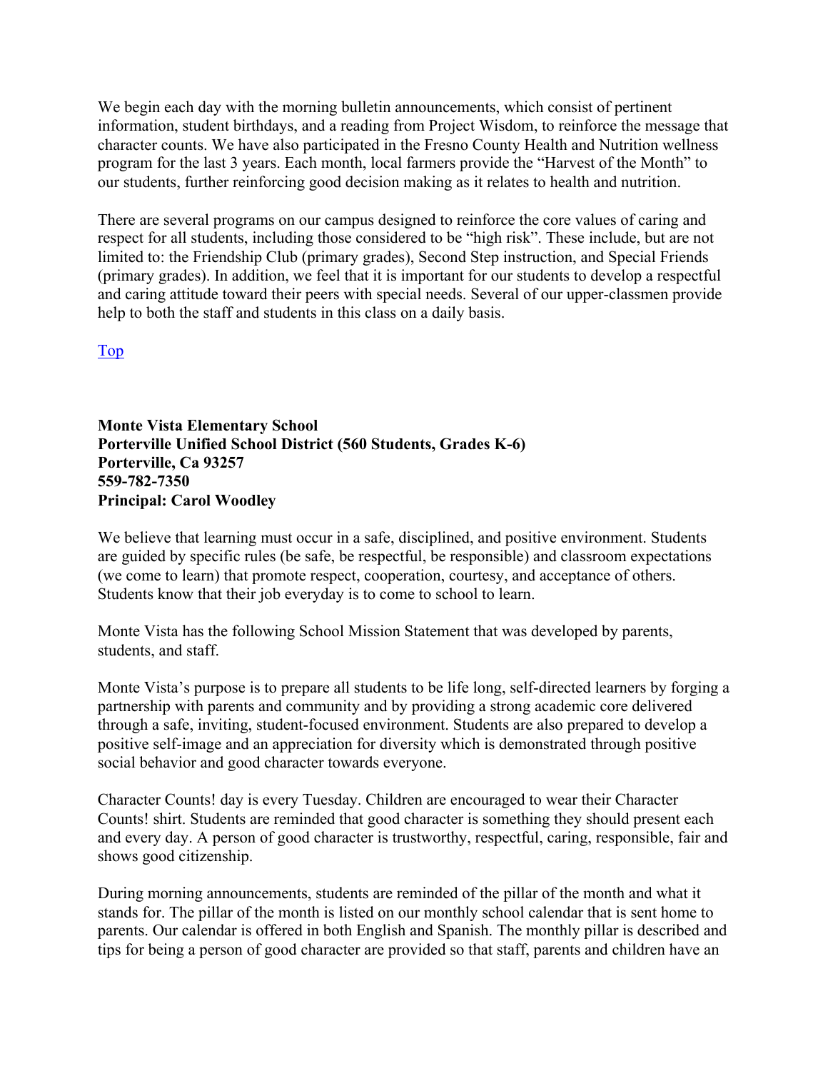We begin each day with the morning bulletin announcements, which consist of pertinent information, student birthdays, and a reading from Project Wisdom, to reinforce the message that character counts. We have also participated in the Fresno County Health and Nutrition wellness program for the last 3 years. Each month, local farmers provide the "Harvest of the Month" to our students, further reinforcing good decision making as it relates to health and nutrition.

There are several programs on our campus designed to reinforce the core values of caring and respect for all students, including those considered to be "high risk". These include, but are not limited to: the Friendship Club (primary grades), Second Step instruction, and Special Friends (primary grades). In addition, we feel that it is important for our students to develop a respectful and caring attitude toward their peers with special needs. Several of our upper-classmen provide help to both the staff and students in this class on a daily basis.

Top

**Monte Vista Elementary School**
**Porterville Unified School District (560 Students, Grades K-6)**
**Porterville, Ca 93257**
**559-782-7350**
**Principal: Carol Woodley**

We believe that learning must occur in a safe, disciplined, and positive environment. Students are guided by specific rules (be safe, be respectful, be responsible) and classroom expectations (we come to learn) that promote respect, cooperation, courtesy, and acceptance of others. Students know that their job everyday is to come to school to learn.

Monte Vista has the following School Mission Statement that was developed by parents, students, and staff.

Monte Vista's purpose is to prepare all students to be life long, self-directed learners by forging a partnership with parents and community and by providing a strong academic core delivered through a safe, inviting, student-focused environment. Students are also prepared to develop a positive self-image and an appreciation for diversity which is demonstrated through positive social behavior and good character towards everyone.

Character Counts! day is every Tuesday. Children are encouraged to wear their Character Counts! shirt. Students are reminded that good character is something they should present each and every day. A person of good character is trustworthy, respectful, caring, responsible, fair and shows good citizenship.

During morning announcements, students are reminded of the pillar of the month and what it stands for. The pillar of the month is listed on our monthly school calendar that is sent home to parents. Our calendar is offered in both English and Spanish. The monthly pillar is described and tips for being a person of good character are provided so that staff, parents and children have an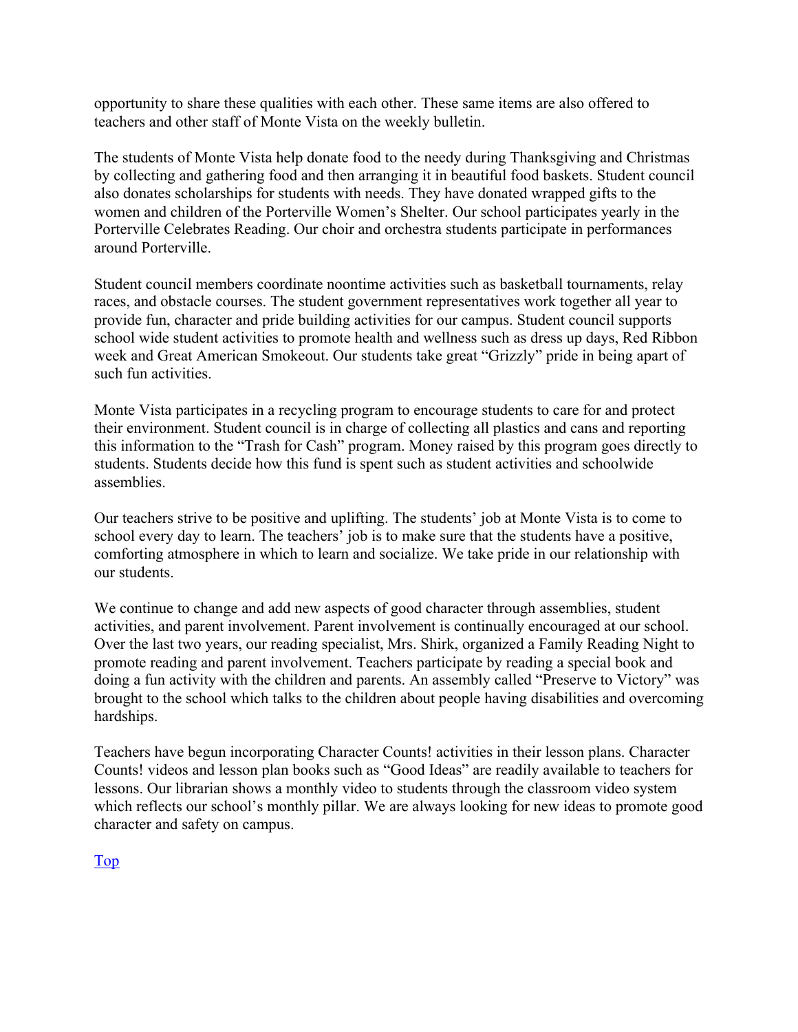opportunity to share these qualities with each other. These same items are also offered to teachers and other staff of Monte Vista on the weekly bulletin.

The students of Monte Vista help donate food to the needy during Thanksgiving and Christmas by collecting and gathering food and then arranging it in beautiful food baskets. Student council also donates scholarships for students with needs. They have donated wrapped gifts to the women and children of the Porterville Women's Shelter. Our school participates yearly in the Porterville Celebrates Reading. Our choir and orchestra students participate in performances around Porterville.

Student council members coordinate noontime activities such as basketball tournaments, relay races, and obstacle courses. The student government representatives work together all year to provide fun, character and pride building activities for our campus. Student council supports school wide student activities to promote health and wellness such as dress up days, Red Ribbon week and Great American Smokeout. Our students take great "Grizzly" pride in being apart of such fun activities.

Monte Vista participates in a recycling program to encourage students to care for and protect their environment. Student council is in charge of collecting all plastics and cans and reporting this information to the "Trash for Cash" program. Money raised by this program goes directly to students. Students decide how this fund is spent such as student activities and schoolwide assemblies.

Our teachers strive to be positive and uplifting. The students' job at Monte Vista is to come to school every day to learn. The teachers' job is to make sure that the students have a positive, comforting atmosphere in which to learn and socialize. We take pride in our relationship with our students.

We continue to change and add new aspects of good character through assemblies, student activities, and parent involvement. Parent involvement is continually encouraged at our school. Over the last two years, our reading specialist, Mrs. Shirk, organized a Family Reading Night to promote reading and parent involvement. Teachers participate by reading a special book and doing a fun activity with the children and parents. An assembly called "Preserve to Victory" was brought to the school which talks to the children about people having disabilities and overcoming hardships.

Teachers have begun incorporating Character Counts! activities in their lesson plans. Character Counts! videos and lesson plan books such as "Good Ideas" are readily available to teachers for lessons. Our librarian shows a monthly video to students through the classroom video system which reflects our school's monthly pillar. We are always looking for new ideas to promote good character and safety on campus.

Top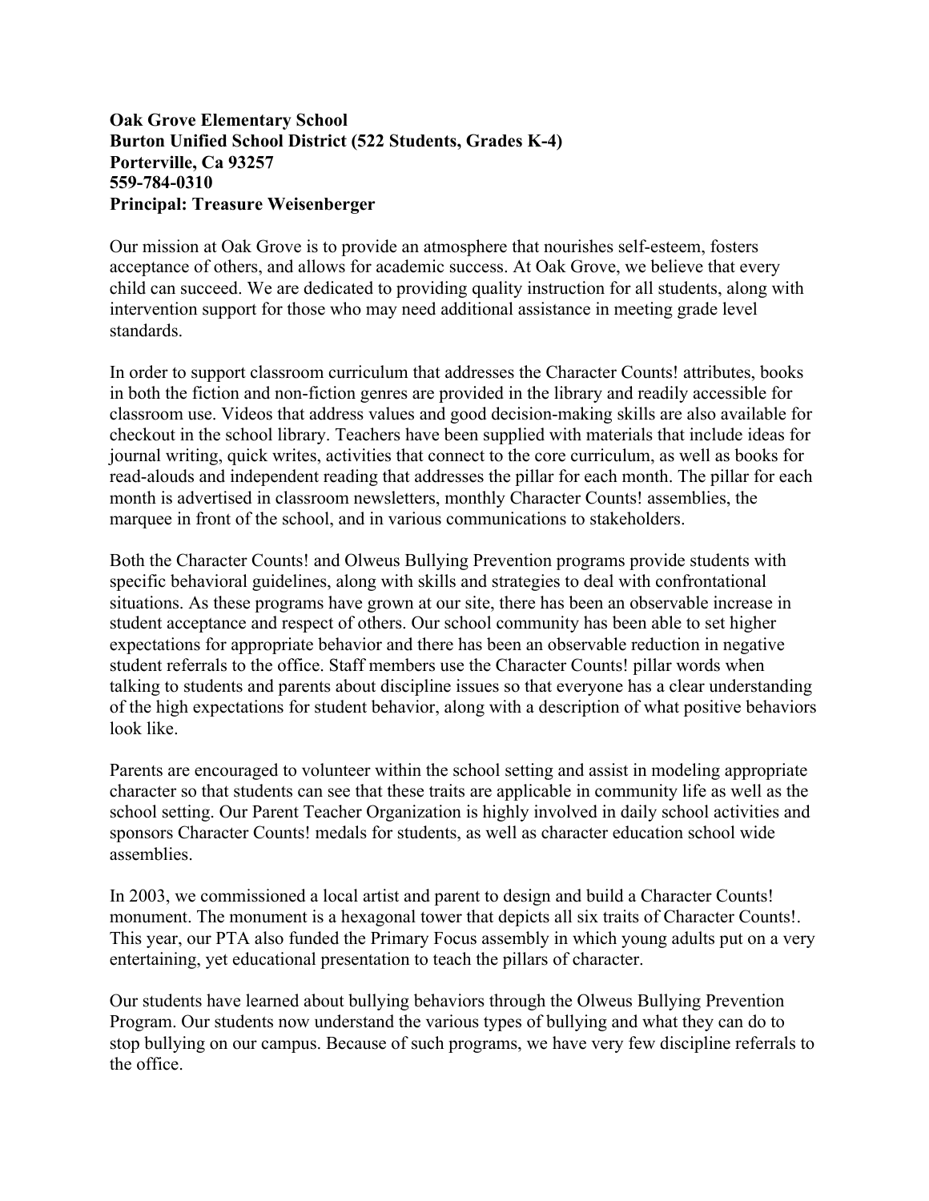**Oak Grove Elementary School**
**Burton Unified School District (522 Students, Grades K-4)**
**Porterville, Ca 93257**
**559-784-0310**
**Principal: Treasure Weisenberger**

Our mission at Oak Grove is to provide an atmosphere that nourishes self-esteem, fosters acceptance of others, and allows for academic success. At Oak Grove, we believe that every child can succeed. We are dedicated to providing quality instruction for all students, along with intervention support for those who may need additional assistance in meeting grade level standards.

In order to support classroom curriculum that addresses the Character Counts! attributes, books in both the fiction and non-fiction genres are provided in the library and readily accessible for classroom use. Videos that address values and good decision-making skills are also available for checkout in the school library. Teachers have been supplied with materials that include ideas for journal writing, quick writes, activities that connect to the core curriculum, as well as books for read-alouds and independent reading that addresses the pillar for each month. The pillar for each month is advertised in classroom newsletters, monthly Character Counts! assemblies, the marquee in front of the school, and in various communications to stakeholders.

Both the Character Counts! and Olweus Bullying Prevention programs provide students with specific behavioral guidelines, along with skills and strategies to deal with confrontational situations. As these programs have grown at our site, there has been an observable increase in student acceptance and respect of others. Our school community has been able to set higher expectations for appropriate behavior and there has been an observable reduction in negative student referrals to the office. Staff members use the Character Counts! pillar words when talking to students and parents about discipline issues so that everyone has a clear understanding of the high expectations for student behavior, along with a description of what positive behaviors look like.

Parents are encouraged to volunteer within the school setting and assist in modeling appropriate character so that students can see that these traits are applicable in community life as well as the school setting. Our Parent Teacher Organization is highly involved in daily school activities and sponsors Character Counts! medals for students, as well as character education school wide assemblies.

In 2003, we commissioned a local artist and parent to design and build a Character Counts! monument. The monument is a hexagonal tower that depicts all six traits of Character Counts!. This year, our PTA also funded the Primary Focus assembly in which young adults put on a very entertaining, yet educational presentation to teach the pillars of character.

Our students have learned about bullying behaviors through the Olweus Bullying Prevention Program. Our students now understand the various types of bullying and what they can do to stop bullying on our campus. Because of such programs, we have very few discipline referrals to the office.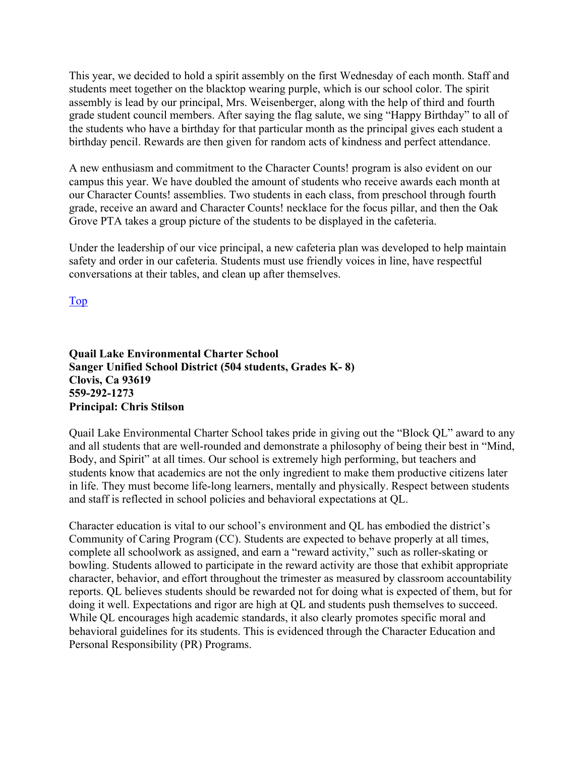This year, we decided to hold a spirit assembly on the first Wednesday of each month. Staff and students meet together on the blacktop wearing purple, which is our school color. The spirit assembly is lead by our principal, Mrs. Weisenberger, along with the help of third and fourth grade student council members. After saying the flag salute, we sing "Happy Birthday" to all of the students who have a birthday for that particular month as the principal gives each student a birthday pencil. Rewards are then given for random acts of kindness and perfect attendance.

A new enthusiasm and commitment to the Character Counts! program is also evident on our campus this year. We have doubled the amount of students who receive awards each month at our Character Counts! assemblies. Two students in each class, from preschool through fourth grade, receive an award and Character Counts! necklace for the focus pillar, and then the Oak Grove PTA takes a group picture of the students to be displayed in the cafeteria.

Under the leadership of our vice principal, a new cafeteria plan was developed to help maintain safety and order in our cafeteria. Students must use friendly voices in line, have respectful conversations at their tables, and clean up after themselves.

Top

**Quail Lake Environmental Charter School**
**Sanger Unified School District (504 students, Grades K- 8)**
**Clovis, Ca 93619**
**559-292-1273**
**Principal: Chris Stilson**

Quail Lake Environmental Charter School takes pride in giving out the "Block QL" award to any and all students that are well-rounded and demonstrate a philosophy of being their best in "Mind, Body, and Spirit" at all times. Our school is extremely high performing, but teachers and students know that academics are not the only ingredient to make them productive citizens later in life. They must become life-long learners, mentally and physically. Respect between students and staff is reflected in school policies and behavioral expectations at QL.

Character education is vital to our school's environment and QL has embodied the district's Community of Caring Program (CC). Students are expected to behave properly at all times, complete all schoolwork as assigned, and earn a "reward activity," such as roller-skating or bowling. Students allowed to participate in the reward activity are those that exhibit appropriate character, behavior, and effort throughout the trimester as measured by classroom accountability reports. QL believes students should be rewarded not for doing what is expected of them, but for doing it well. Expectations and rigor are high at QL and students push themselves to succeed. While QL encourages high academic standards, it also clearly promotes specific moral and behavioral guidelines for its students. This is evidenced through the Character Education and Personal Responsibility (PR) Programs.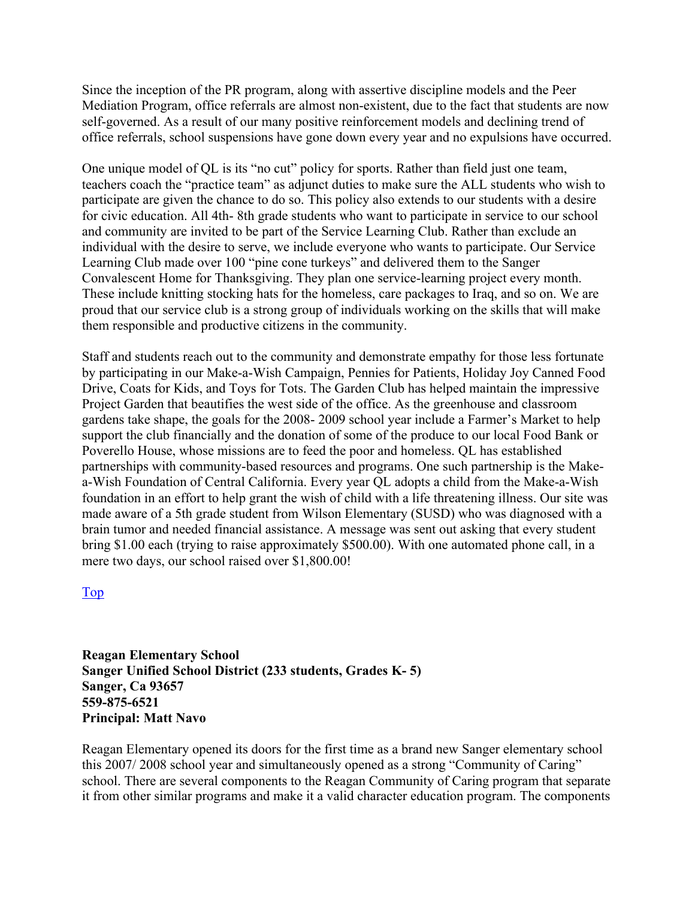Since the inception of the PR program, along with assertive discipline models and the Peer Mediation Program, office referrals are almost non-existent, due to the fact that students are now self-governed. As a result of our many positive reinforcement models and declining trend of office referrals, school suspensions have gone down every year and no expulsions have occurred.

One unique model of QL is its "no cut" policy for sports. Rather than field just one team, teachers coach the "practice team" as adjunct duties to make sure the ALL students who wish to participate are given the chance to do so. This policy also extends to our students with a desire for civic education. All 4th- 8th grade students who want to participate in service to our school and community are invited to be part of the Service Learning Club. Rather than exclude an individual with the desire to serve, we include everyone who wants to participate. Our Service Learning Club made over 100 "pine cone turkeys" and delivered them to the Sanger Convalescent Home for Thanksgiving. They plan one service-learning project every month. These include knitting stocking hats for the homeless, care packages to Iraq, and so on. We are proud that our service club is a strong group of individuals working on the skills that will make them responsible and productive citizens in the community.

Staff and students reach out to the community and demonstrate empathy for those less fortunate by participating in our Make-a-Wish Campaign, Pennies for Patients, Holiday Joy Canned Food Drive, Coats for Kids, and Toys for Tots. The Garden Club has helped maintain the impressive Project Garden that beautifies the west side of the office. As the greenhouse and classroom gardens take shape, the goals for the 2008- 2009 school year include a Farmer's Market to help support the club financially and the donation of some of the produce to our local Food Bank or Poverello House, whose missions are to feed the poor and homeless. QL has established partnerships with community-based resources and programs. One such partnership is the Make-a-Wish Foundation of Central California. Every year QL adopts a child from the Make-a-Wish foundation in an effort to help grant the wish of child with a life threatening illness. Our site was made aware of a 5th grade student from Wilson Elementary (SUSD) who was diagnosed with a brain tumor and needed financial assistance. A message was sent out asking that every student bring $1.00 each (trying to raise approximately $500.00). With one automated phone call, in a mere two days, our school raised over $1,800.00!

Top

**Reagan Elementary School**
**Sanger Unified School District (233 students, Grades K- 5)**
**Sanger, Ca 93657**
**559-875-6521**
**Principal: Matt Navo**

Reagan Elementary opened its doors for the first time as a brand new Sanger elementary school this 2007/ 2008 school year and simultaneously opened as a strong "Community of Caring" school. There are several components to the Reagan Community of Caring program that separate it from other similar programs and make it a valid character education program. The components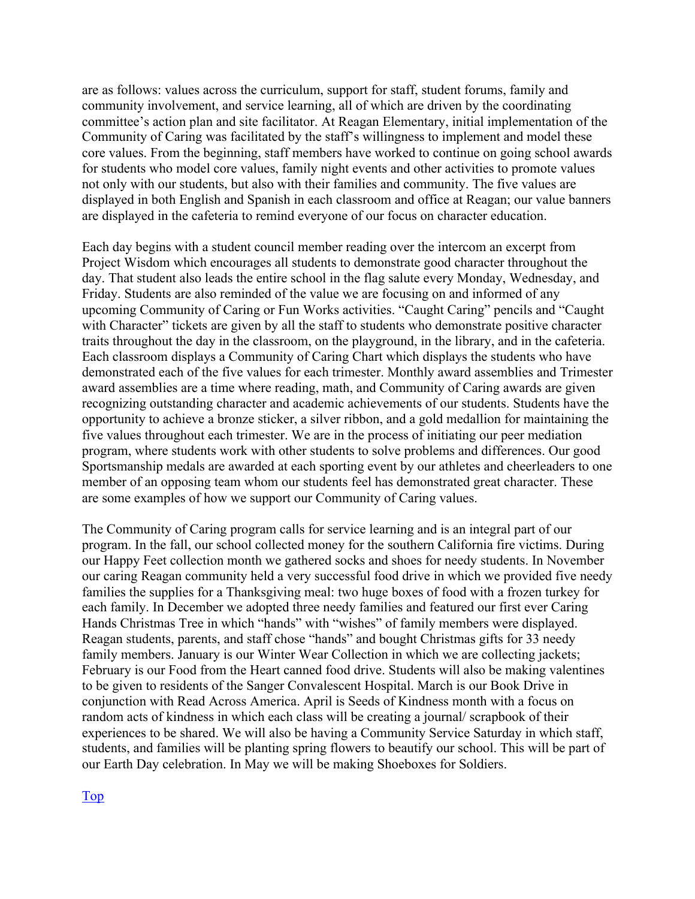are as follows: values across the curriculum, support for staff, student forums, family and community involvement, and service learning, all of which are driven by the coordinating committee's action plan and site facilitator. At Reagan Elementary, initial implementation of the Community of Caring was facilitated by the staff's willingness to implement and model these core values. From the beginning, staff members have worked to continue on going school awards for students who model core values, family night events and other activities to promote values not only with our students, but also with their families and community. The five values are displayed in both English and Spanish in each classroom and office at Reagan; our value banners are displayed in the cafeteria to remind everyone of our focus on character education.

Each day begins with a student council member reading over the intercom an excerpt from Project Wisdom which encourages all students to demonstrate good character throughout the day. That student also leads the entire school in the flag salute every Monday, Wednesday, and Friday. Students are also reminded of the value we are focusing on and informed of any upcoming Community of Caring or Fun Works activities. "Caught Caring" pencils and "Caught with Character" tickets are given by all the staff to students who demonstrate positive character traits throughout the day in the classroom, on the playground, in the library, and in the cafeteria. Each classroom displays a Community of Caring Chart which displays the students who have demonstrated each of the five values for each trimester. Monthly award assemblies and Trimester award assemblies are a time where reading, math, and Community of Caring awards are given recognizing outstanding character and academic achievements of our students. Students have the opportunity to achieve a bronze sticker, a silver ribbon, and a gold medallion for maintaining the five values throughout each trimester. We are in the process of initiating our peer mediation program, where students work with other students to solve problems and differences. Our good Sportsmanship medals are awarded at each sporting event by our athletes and cheerleaders to one member of an opposing team whom our students feel has demonstrated great character. These are some examples of how we support our Community of Caring values.

The Community of Caring program calls for service learning and is an integral part of our program. In the fall, our school collected money for the southern California fire victims. During our Happy Feet collection month we gathered socks and shoes for needy students. In November our caring Reagan community held a very successful food drive in which we provided five needy families the supplies for a Thanksgiving meal: two huge boxes of food with a frozen turkey for each family. In December we adopted three needy families and featured our first ever Caring Hands Christmas Tree in which "hands" with "wishes" of family members were displayed. Reagan students, parents, and staff chose "hands" and bought Christmas gifts for 33 needy family members. January is our Winter Wear Collection in which we are collecting jackets; February is our Food from the Heart canned food drive. Students will also be making valentines to be given to residents of the Sanger Convalescent Hospital. March is our Book Drive in conjunction with Read Across America. April is Seeds of Kindness month with a focus on random acts of kindness in which each class will be creating a journal/ scrapbook of their experiences to be shared. We will also be having a Community Service Saturday in which staff, students, and families will be planting spring flowers to beautify our school. This will be part of our Earth Day celebration. In May we will be making Shoeboxes for Soldiers.

Top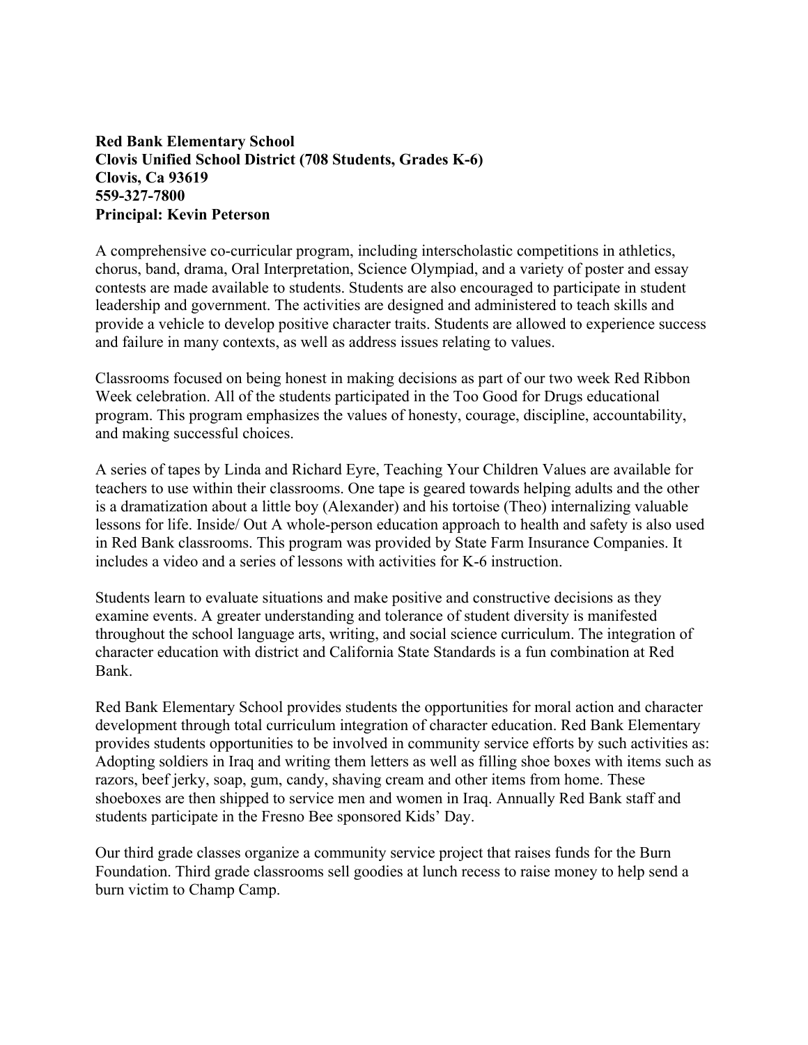**Red Bank Elementary School**
**Clovis Unified School District (708 Students, Grades K-6)**
**Clovis, Ca 93619**
**559-327-7800**
**Principal: Kevin Peterson**

A comprehensive co-curricular program, including interscholastic competitions in athletics, chorus, band, drama, Oral Interpretation, Science Olympiad, and a variety of poster and essay contests are made available to students. Students are also encouraged to participate in student leadership and government. The activities are designed and administered to teach skills and provide a vehicle to develop positive character traits. Students are allowed to experience success and failure in many contexts, as well as address issues relating to values.

Classrooms focused on being honest in making decisions as part of our two week Red Ribbon Week celebration. All of the students participated in the Too Good for Drugs educational program. This program emphasizes the values of honesty, courage, discipline, accountability, and making successful choices.

A series of tapes by Linda and Richard Eyre, Teaching Your Children Values are available for teachers to use within their classrooms. One tape is geared towards helping adults and the other is a dramatization about a little boy (Alexander) and his tortoise (Theo) internalizing valuable lessons for life. Inside/ Out A whole-person education approach to health and safety is also used in Red Bank classrooms. This program was provided by State Farm Insurance Companies. It includes a video and a series of lessons with activities for K-6 instruction.

Students learn to evaluate situations and make positive and constructive decisions as they examine events. A greater understanding and tolerance of student diversity is manifested throughout the school language arts, writing, and social science curriculum. The integration of character education with district and California State Standards is a fun combination at Red Bank.

Red Bank Elementary School provides students the opportunities for moral action and character development through total curriculum integration of character education. Red Bank Elementary provides students opportunities to be involved in community service efforts by such activities as: Adopting soldiers in Iraq and writing them letters as well as filling shoe boxes with items such as razors, beef jerky, soap, gum, candy, shaving cream and other items from home. These shoeboxes are then shipped to service men and women in Iraq. Annually Red Bank staff and students participate in the Fresno Bee sponsored Kids' Day.

Our third grade classes organize a community service project that raises funds for the Burn Foundation. Third grade classrooms sell goodies at lunch recess to raise money to help send a burn victim to Champ Camp.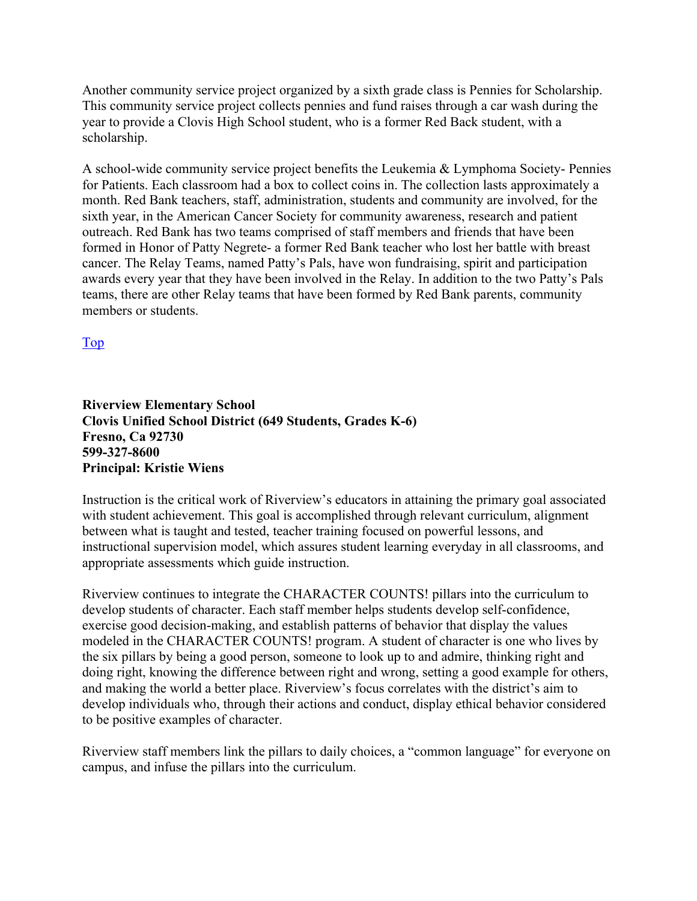Another community service project organized by a sixth grade class is Pennies for Scholarship. This community service project collects pennies and fund raises through a car wash during the year to provide a Clovis High School student, who is a former Red Back student, with a scholarship.

A school-wide community service project benefits the Leukemia & Lymphoma Society- Pennies for Patients. Each classroom had a box to collect coins in. The collection lasts approximately a month. Red Bank teachers, staff, administration, students and community are involved, for the sixth year, in the American Cancer Society for community awareness, research and patient outreach. Red Bank has two teams comprised of staff members and friends that have been formed in Honor of Patty Negrete- a former Red Bank teacher who lost her battle with breast cancer. The Relay Teams, named Patty's Pals, have won fundraising, spirit and participation awards every year that they have been involved in the Relay. In addition to the two Patty's Pals teams, there are other Relay teams that have been formed by Red Bank parents, community members or students.

Top

**Riverview Elementary School**
**Clovis Unified School District (649 Students, Grades K-6)**
**Fresno, Ca 92730**
**599-327-8600**
**Principal: Kristie Wiens**

Instruction is the critical work of Riverview's educators in attaining the primary goal associated with student achievement. This goal is accomplished through relevant curriculum, alignment between what is taught and tested, teacher training focused on powerful lessons, and instructional supervision model, which assures student learning everyday in all classrooms, and appropriate assessments which guide instruction.

Riverview continues to integrate the CHARACTER COUNTS! pillars into the curriculum to develop students of character. Each staff member helps students develop self-confidence, exercise good decision-making, and establish patterns of behavior that display the values modeled in the CHARACTER COUNTS! program. A student of character is one who lives by the six pillars by being a good person, someone to look up to and admire, thinking right and doing right, knowing the difference between right and wrong, setting a good example for others, and making the world a better place. Riverview's focus correlates with the district's aim to develop individuals who, through their actions and conduct, display ethical behavior considered to be positive examples of character.

Riverview staff members link the pillars to daily choices, a "common language" for everyone on campus, and infuse the pillars into the curriculum.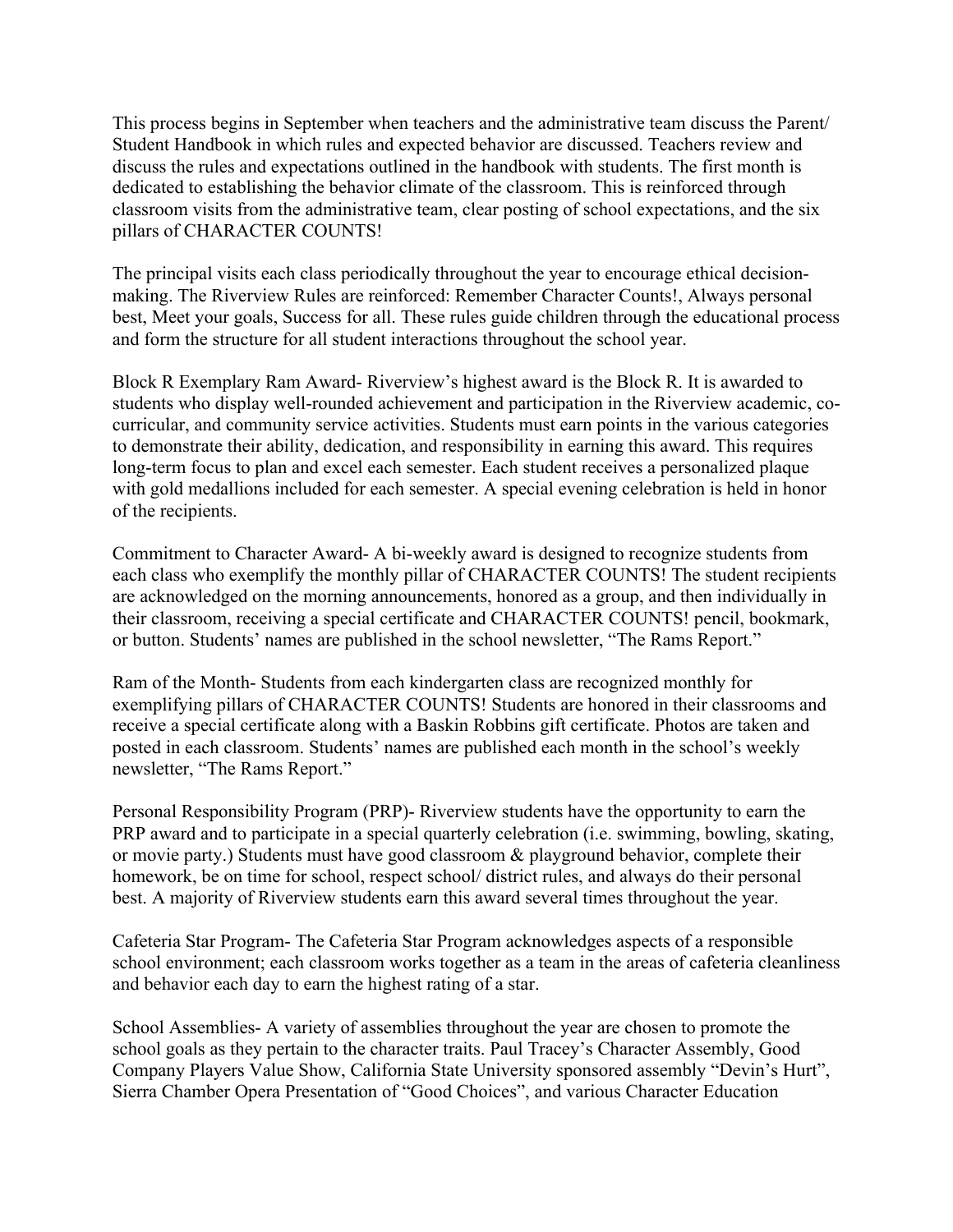This process begins in September when teachers and the administrative team discuss the Parent/ Student Handbook in which rules and expected behavior are discussed. Teachers review and discuss the rules and expectations outlined in the handbook with students. The first month is dedicated to establishing the behavior climate of the classroom. This is reinforced through classroom visits from the administrative team, clear posting of school expectations, and the six pillars of CHARACTER COUNTS!

The principal visits each class periodically throughout the year to encourage ethical decision-making. The Riverview Rules are reinforced: Remember Character Counts!, Always personal best, Meet your goals, Success for all. These rules guide children through the educational process and form the structure for all student interactions throughout the school year.

Block R Exemplary Ram Award- Riverview's highest award is the Block R. It is awarded to students who display well-rounded achievement and participation in the Riverview academic, co-curricular, and community service activities. Students must earn points in the various categories to demonstrate their ability, dedication, and responsibility in earning this award. This requires long-term focus to plan and excel each semester. Each student receives a personalized plaque with gold medallions included for each semester. A special evening celebration is held in honor of the recipients.

Commitment to Character Award- A bi-weekly award is designed to recognize students from each class who exemplify the monthly pillar of CHARACTER COUNTS! The student recipients are acknowledged on the morning announcements, honored as a group, and then individually in their classroom, receiving a special certificate and CHARACTER COUNTS! pencil, bookmark, or button. Students' names are published in the school newsletter, "The Rams Report."

Ram of the Month- Students from each kindergarten class are recognized monthly for exemplifying pillars of CHARACTER COUNTS! Students are honored in their classrooms and receive a special certificate along with a Baskin Robbins gift certificate. Photos are taken and posted in each classroom. Students' names are published each month in the school's weekly newsletter, "The Rams Report."

Personal Responsibility Program (PRP)- Riverview students have the opportunity to earn the PRP award and to participate in a special quarterly celebration (i.e. swimming, bowling, skating, or movie party.) Students must have good classroom & playground behavior, complete their homework, be on time for school, respect school/ district rules, and always do their personal best. A majority of Riverview students earn this award several times throughout the year.

Cafeteria Star Program- The Cafeteria Star Program acknowledges aspects of a responsible school environment; each classroom works together as a team in the areas of cafeteria cleanliness and behavior each day to earn the highest rating of a star.

School Assemblies- A variety of assemblies throughout the year are chosen to promote the school goals as they pertain to the character traits. Paul Tracey's Character Assembly, Good Company Players Value Show, California State University sponsored assembly "Devin's Hurt", Sierra Chamber Opera Presentation of "Good Choices", and various Character Education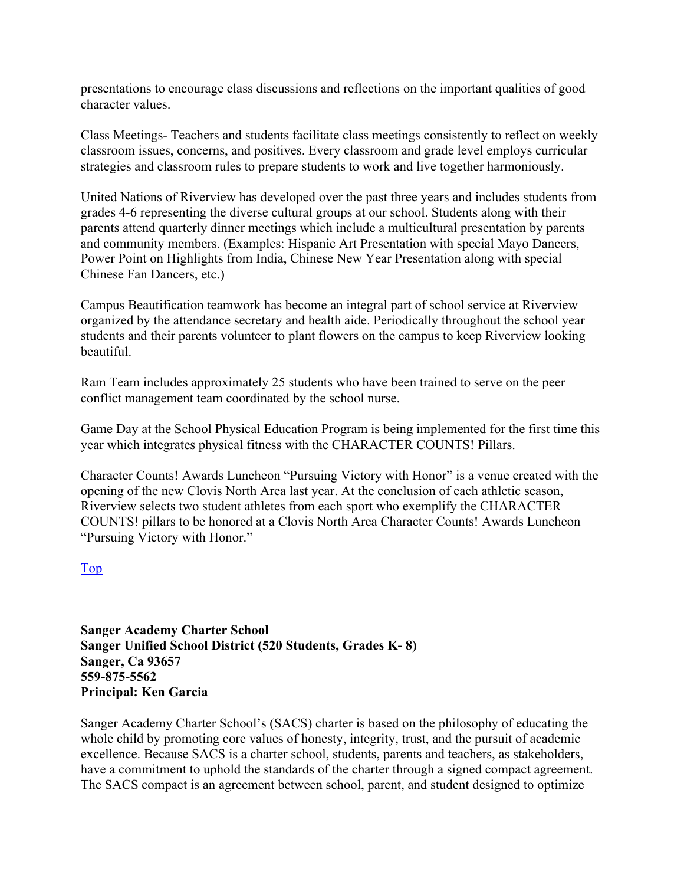presentations to encourage class discussions and reflections on the important qualities of good character values.

Class Meetings- Teachers and students facilitate class meetings consistently to reflect on weekly classroom issues, concerns, and positives. Every classroom and grade level employs curricular strategies and classroom rules to prepare students to work and live together harmoniously.

United Nations of Riverview has developed over the past three years and includes students from grades 4-6 representing the diverse cultural groups at our school. Students along with their parents attend quarterly dinner meetings which include a multicultural presentation by parents and community members. (Examples: Hispanic Art Presentation with special Mayo Dancers, Power Point on Highlights from India, Chinese New Year Presentation along with special Chinese Fan Dancers, etc.)

Campus Beautification teamwork has become an integral part of school service at Riverview organized by the attendance secretary and health aide. Periodically throughout the school year students and their parents volunteer to plant flowers on the campus to keep Riverview looking beautiful.

Ram Team includes approximately 25 students who have been trained to serve on the peer conflict management team coordinated by the school nurse.

Game Day at the School Physical Education Program is being implemented for the first time this year which integrates physical fitness with the CHARACTER COUNTS! Pillars.

Character Counts! Awards Luncheon "Pursuing Victory with Honor" is a venue created with the opening of the new Clovis North Area last year. At the conclusion of each athletic season, Riverview selects two student athletes from each sport who exemplify the CHARACTER COUNTS! pillars to be honored at a Clovis North Area Character Counts! Awards Luncheon "Pursuing Victory with Honor."

Top

**Sanger Academy Charter School**
**Sanger Unified School District (520 Students, Grades K- 8)**
**Sanger, Ca 93657**
**559-875-5562**
**Principal: Ken Garcia**

Sanger Academy Charter School's (SACS) charter is based on the philosophy of educating the whole child by promoting core values of honesty, integrity, trust, and the pursuit of academic excellence. Because SACS is a charter school, students, parents and teachers, as stakeholders, have a commitment to uphold the standards of the charter through a signed compact agreement. The SACS compact is an agreement between school, parent, and student designed to optimize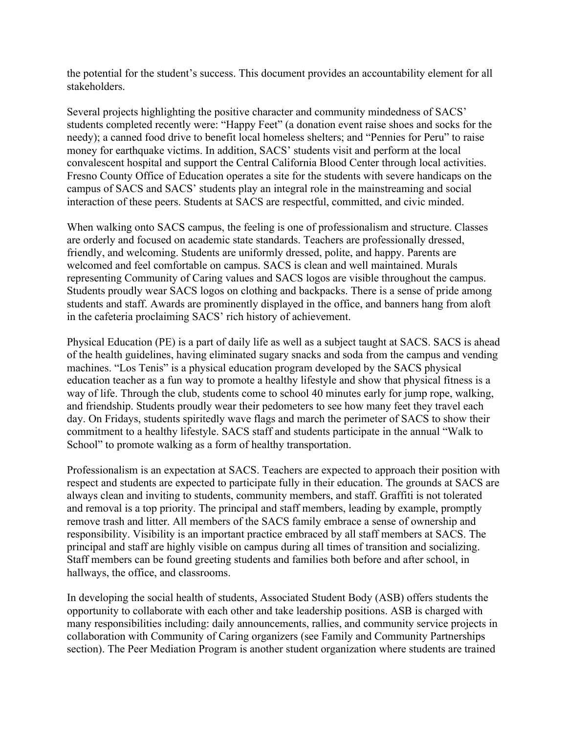the potential for the student's success. This document provides an accountability element for all stakeholders.

Several projects highlighting the positive character and community mindedness of SACS' students completed recently were: "Happy Feet" (a donation event raise shoes and socks for the needy); a canned food drive to benefit local homeless shelters; and "Pennies for Peru" to raise money for earthquake victims. In addition, SACS' students visit and perform at the local convalescent hospital and support the Central California Blood Center through local activities. Fresno County Office of Education operates a site for the students with severe handicaps on the campus of SACS and SACS' students play an integral role in the mainstreaming and social interaction of these peers. Students at SACS are respectful, committed, and civic minded.

When walking onto SACS campus, the feeling is one of professionalism and structure. Classes are orderly and focused on academic state standards. Teachers are professionally dressed, friendly, and welcoming. Students are uniformly dressed, polite, and happy. Parents are welcomed and feel comfortable on campus. SACS is clean and well maintained. Murals representing Community of Caring values and SACS logos are visible throughout the campus. Students proudly wear SACS logos on clothing and backpacks. There is a sense of pride among students and staff. Awards are prominently displayed in the office, and banners hang from aloft in the cafeteria proclaiming SACS' rich history of achievement.

Physical Education (PE) is a part of daily life as well as a subject taught at SACS. SACS is ahead of the health guidelines, having eliminated sugary snacks and soda from the campus and vending machines. "Los Tenis" is a physical education program developed by the SACS physical education teacher as a fun way to promote a healthy lifestyle and show that physical fitness is a way of life. Through the club, students come to school 40 minutes early for jump rope, walking, and friendship. Students proudly wear their pedometers to see how many feet they travel each day. On Fridays, students spiritedly wave flags and march the perimeter of SACS to show their commitment to a healthy lifestyle. SACS staff and students participate in the annual "Walk to School" to promote walking as a form of healthy transportation.

Professionalism is an expectation at SACS. Teachers are expected to approach their position with respect and students are expected to participate fully in their education. The grounds at SACS are always clean and inviting to students, community members, and staff. Graffiti is not tolerated and removal is a top priority. The principal and staff members, leading by example, promptly remove trash and litter. All members of the SACS family embrace a sense of ownership and responsibility. Visibility is an important practice embraced by all staff members at SACS. The principal and staff are highly visible on campus during all times of transition and socializing. Staff members can be found greeting students and families both before and after school, in hallways, the office, and classrooms.

In developing the social health of students, Associated Student Body (ASB) offers students the opportunity to collaborate with each other and take leadership positions. ASB is charged with many responsibilities including: daily announcements, rallies, and community service projects in collaboration with Community of Caring organizers (see Family and Community Partnerships section). The Peer Mediation Program is another student organization where students are trained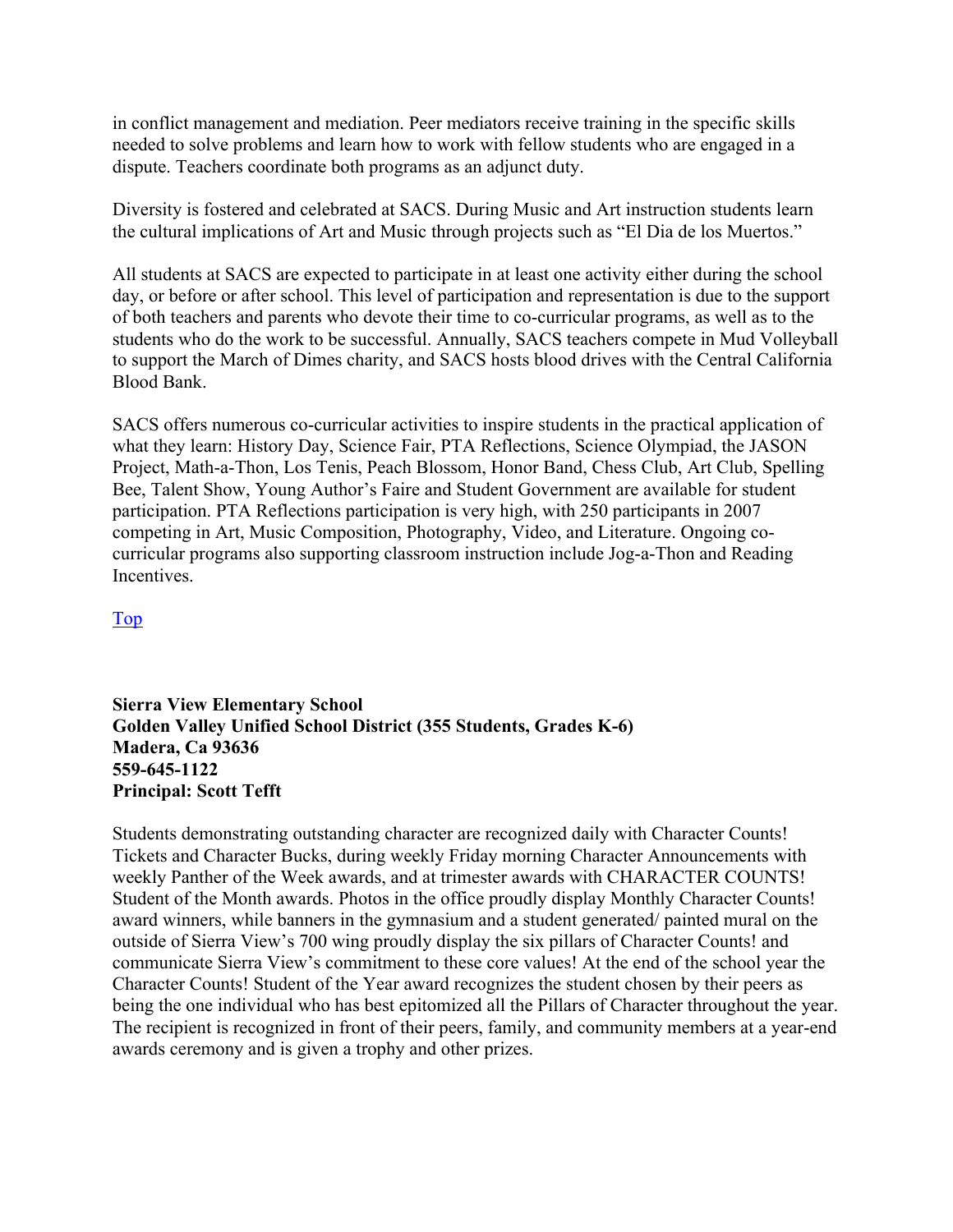in conflict management and mediation. Peer mediators receive training in the specific skills needed to solve problems and learn how to work with fellow students who are engaged in a dispute. Teachers coordinate both programs as an adjunct duty.

Diversity is fostered and celebrated at SACS. During Music and Art instruction students learn the cultural implications of Art and Music through projects such as "El Dia de los Muertos."

All students at SACS are expected to participate in at least one activity either during the school day, or before or after school. This level of participation and representation is due to the support of both teachers and parents who devote their time to co-curricular programs, as well as to the students who do the work to be successful. Annually, SACS teachers compete in Mud Volleyball to support the March of Dimes charity, and SACS hosts blood drives with the Central California Blood Bank.

SACS offers numerous co-curricular activities to inspire students in the practical application of what they learn: History Day, Science Fair, PTA Reflections, Science Olympiad, the JASON Project, Math-a-Thon, Los Tenis, Peach Blossom, Honor Band, Chess Club, Art Club, Spelling Bee, Talent Show, Young Author's Faire and Student Government are available for student participation. PTA Reflections participation is very high, with 250 participants in 2007 competing in Art, Music Composition, Photography, Video, and Literature. Ongoing co-curricular programs also supporting classroom instruction include Jog-a-Thon and Reading Incentives.

Top

**Sierra View Elementary School**
**Golden Valley Unified School District (355 Students, Grades K-6)**
**Madera, Ca 93636**
**559-645-1122**
**Principal: Scott Tefft**

Students demonstrating outstanding character are recognized daily with Character Counts! Tickets and Character Bucks, during weekly Friday morning Character Announcements with weekly Panther of the Week awards, and at trimester awards with CHARACTER COUNTS! Student of the Month awards. Photos in the office proudly display Monthly Character Counts! award winners, while banners in the gymnasium and a student generated/ painted mural on the outside of Sierra View's 700 wing proudly display the six pillars of Character Counts! and communicate Sierra View's commitment to these core values! At the end of the school year the Character Counts! Student of the Year award recognizes the student chosen by their peers as being the one individual who has best epitomized all the Pillars of Character throughout the year. The recipient is recognized in front of their peers, family, and community members at a year-end awards ceremony and is given a trophy and other prizes.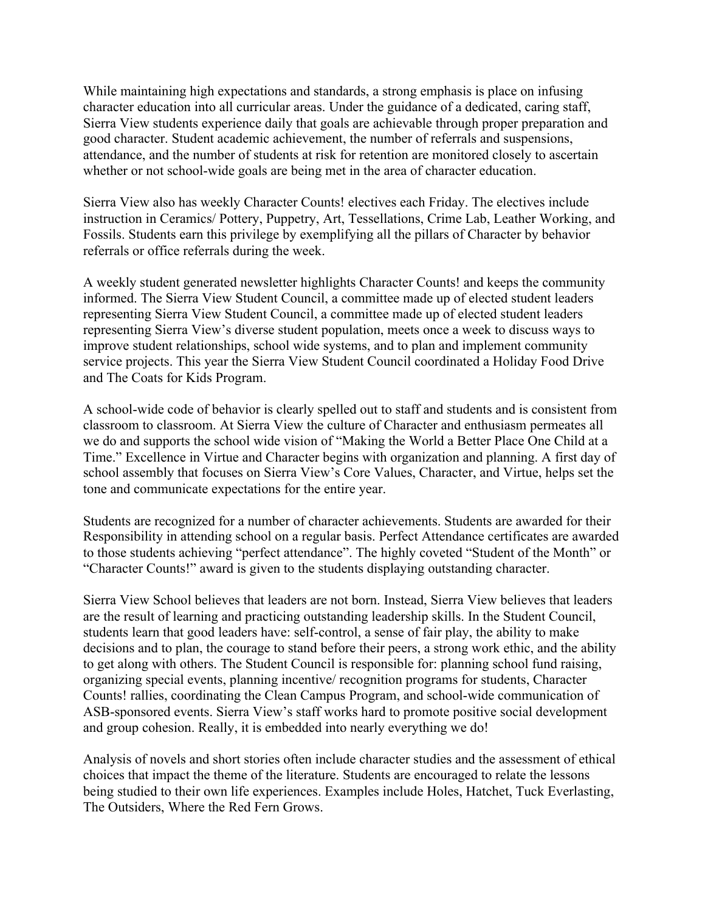While maintaining high expectations and standards, a strong emphasis is place on infusing character education into all curricular areas. Under the guidance of a dedicated, caring staff, Sierra View students experience daily that goals are achievable through proper preparation and good character. Student academic achievement, the number of referrals and suspensions, attendance, and the number of students at risk for retention are monitored closely to ascertain whether or not school-wide goals are being met in the area of character education.

Sierra View also has weekly Character Counts! electives each Friday. The electives include instruction in Ceramics/ Pottery, Puppetry, Art, Tessellations, Crime Lab, Leather Working, and Fossils. Students earn this privilege by exemplifying all the pillars of Character by behavior referrals or office referrals during the week.

A weekly student generated newsletter highlights Character Counts! and keeps the community informed. The Sierra View Student Council, a committee made up of elected student leaders representing Sierra View Student Council, a committee made up of elected student leaders representing Sierra View's diverse student population, meets once a week to discuss ways to improve student relationships, school wide systems, and to plan and implement community service projects. This year the Sierra View Student Council coordinated a Holiday Food Drive and The Coats for Kids Program.

A school-wide code of behavior is clearly spelled out to staff and students and is consistent from classroom to classroom. At Sierra View the culture of Character and enthusiasm permeates all we do and supports the school wide vision of "Making the World a Better Place One Child at a Time." Excellence in Virtue and Character begins with organization and planning. A first day of school assembly that focuses on Sierra View's Core Values, Character, and Virtue, helps set the tone and communicate expectations for the entire year.

Students are recognized for a number of character achievements. Students are awarded for their Responsibility in attending school on a regular basis. Perfect Attendance certificates are awarded to those students achieving "perfect attendance". The highly coveted "Student of the Month" or "Character Counts!" award is given to the students displaying outstanding character.

Sierra View School believes that leaders are not born. Instead, Sierra View believes that leaders are the result of learning and practicing outstanding leadership skills. In the Student Council, students learn that good leaders have: self-control, a sense of fair play, the ability to make decisions and to plan, the courage to stand before their peers, a strong work ethic, and the ability to get along with others. The Student Council is responsible for: planning school fund raising, organizing special events, planning incentive/ recognition programs for students, Character Counts! rallies, coordinating the Clean Campus Program, and school-wide communication of ASB-sponsored events. Sierra View's staff works hard to promote positive social development and group cohesion. Really, it is embedded into nearly everything we do!

Analysis of novels and short stories often include character studies and the assessment of ethical choices that impact the theme of the literature. Students are encouraged to relate the lessons being studied to their own life experiences. Examples include Holes, Hatchet, Tuck Everlasting, The Outsiders, Where the Red Fern Grows.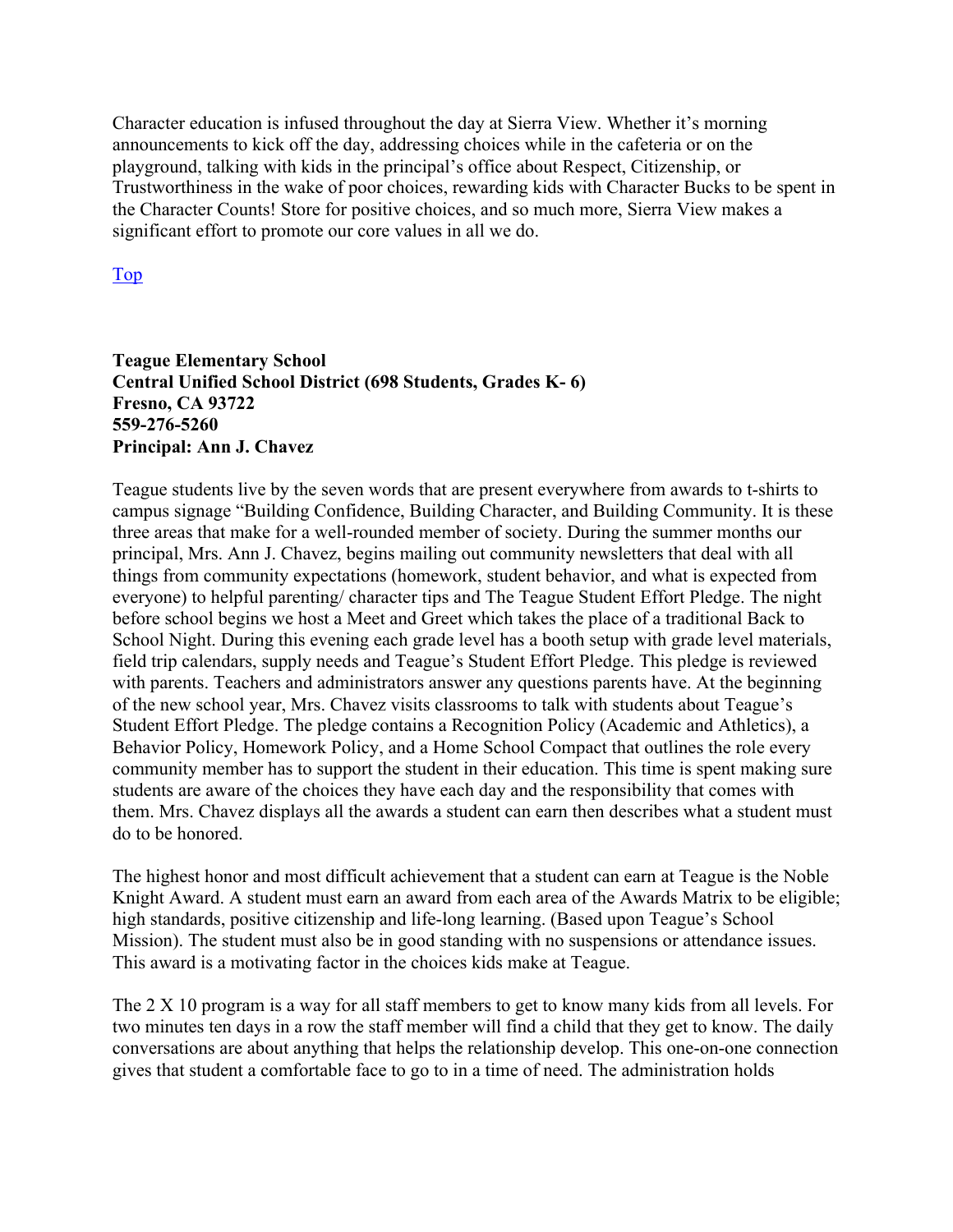Character education is infused throughout the day at Sierra View. Whether it's morning announcements to kick off the day, addressing choices while in the cafeteria or on the playground, talking with kids in the principal's office about Respect, Citizenship, or Trustworthiness in the wake of poor choices, rewarding kids with Character Bucks to be spent in the Character Counts! Store for positive choices, and so much more, Sierra View makes a significant effort to promote our core values in all we do.

[Top]

**Teague Elementary School**
**Central Unified School District (698 Students, Grades K- 6)**
**Fresno, CA 93722**
**559-276-5260**
**Principal: Ann J. Chavez**

Teague students live by the seven words that are present everywhere from awards to t-shirts to campus signage "Building Confidence, Building Character, and Building Community. It is these three areas that make for a well-rounded member of society. During the summer months our principal, Mrs. Ann J. Chavez, begins mailing out community newsletters that deal with all things from community expectations (homework, student behavior, and what is expected from everyone) to helpful parenting/ character tips and The Teague Student Effort Pledge. The night before school begins we host a Meet and Greet which takes the place of a traditional Back to School Night. During this evening each grade level has a booth setup with grade level materials, field trip calendars, supply needs and Teague's Student Effort Pledge. This pledge is reviewed with parents. Teachers and administrators answer any questions parents have. At the beginning of the new school year, Mrs. Chavez visits classrooms to talk with students about Teague's Student Effort Pledge. The pledge contains a Recognition Policy (Academic and Athletics), a Behavior Policy, Homework Policy, and a Home School Compact that outlines the role every community member has to support the student in their education. This time is spent making sure students are aware of the choices they have each day and the responsibility that comes with them. Mrs. Chavez displays all the awards a student can earn then describes what a student must do to be honored.

The highest honor and most difficult achievement that a student can earn at Teague is the Noble Knight Award. A student must earn an award from each area of the Awards Matrix to be eligible; high standards, positive citizenship and life-long learning. (Based upon Teague's School Mission). The student must also be in good standing with no suspensions or attendance issues. This award is a motivating factor in the choices kids make at Teague.

The 2 X 10 program is a way for all staff members to get to know many kids from all levels. For two minutes ten days in a row the staff member will find a child that they get to know. The daily conversations are about anything that helps the relationship develop. This one-on-one connection gives that student a comfortable face to go to in a time of need. The administration holds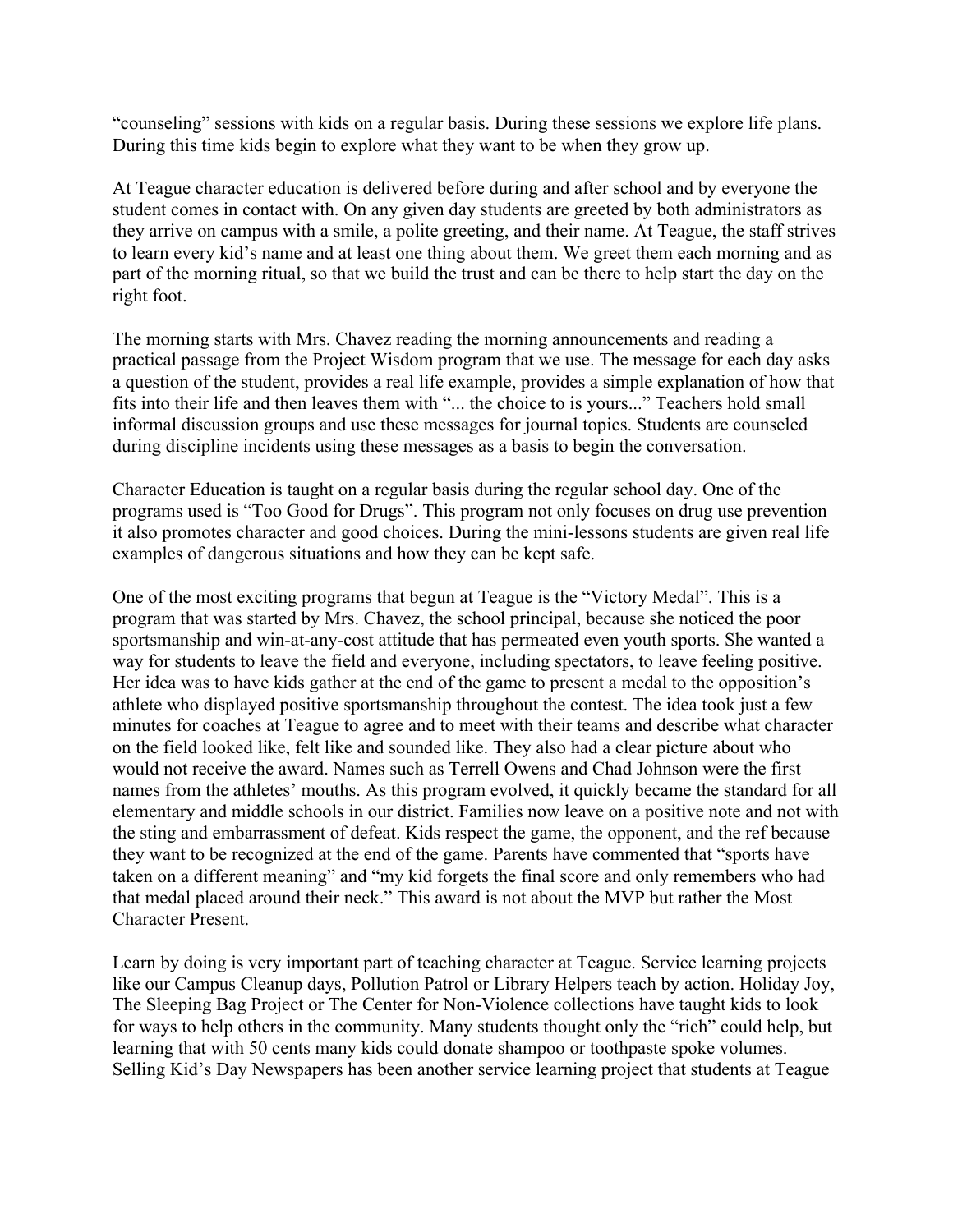“counseling” sessions with kids on a regular basis. During these sessions we explore life plans. During this time kids begin to explore what they want to be when they grow up.

At Teague character education is delivered before during and after school and by everyone the student comes in contact with. On any given day students are greeted by both administrators as they arrive on campus with a smile, a polite greeting, and their name. At Teague, the staff strives to learn every kid’s name and at least one thing about them. We greet them each morning and as part of the morning ritual, so that we build the trust and can be there to help start the day on the right foot.

The morning starts with Mrs. Chavez reading the morning announcements and reading a practical passage from the Project Wisdom program that we use. The message for each day asks a question of the student, provides a real life example, provides a simple explanation of how that fits into their life and then leaves them with “... the choice to is yours...” Teachers hold small informal discussion groups and use these messages for journal topics. Students are counseled during discipline incidents using these messages as a basis to begin the conversation.

Character Education is taught on a regular basis during the regular school day. One of the programs used is “Too Good for Drugs”. This program not only focuses on drug use prevention it also promotes character and good choices. During the mini-lessons students are given real life examples of dangerous situations and how they can be kept safe.

One of the most exciting programs that begun at Teague is the “Victory Medal”. This is a program that was started by Mrs. Chavez, the school principal, because she noticed the poor sportsmanship and win-at-any-cost attitude that has permeated even youth sports. She wanted a way for students to leave the field and everyone, including spectators, to leave feeling positive. Her idea was to have kids gather at the end of the game to present a medal to the opposition’s athlete who displayed positive sportsmanship throughout the contest. The idea took just a few minutes for coaches at Teague to agree and to meet with their teams and describe what character on the field looked like, felt like and sounded like. They also had a clear picture about who would not receive the award. Names such as Terrell Owens and Chad Johnson were the first names from the athletes’ mouths. As this program evolved, it quickly became the standard for all elementary and middle schools in our district. Families now leave on a positive note and not with the sting and embarrassment of defeat. Kids respect the game, the opponent, and the ref because they want to be recognized at the end of the game. Parents have commented that “sports have taken on a different meaning” and “my kid forgets the final score and only remembers who had that medal placed around their neck.” This award is not about the MVP but rather the Most Character Present.

Learn by doing is very important part of teaching character at Teague. Service learning projects like our Campus Cleanup days, Pollution Patrol or Library Helpers teach by action. Holiday Joy, The Sleeping Bag Project or The Center for Non-Violence collections have taught kids to look for ways to help others in the community. Many students thought only the “rich” could help, but learning that with 50 cents many kids could donate shampoo or toothpaste spoke volumes. Selling Kid’s Day Newspapers has been another service learning project that students at Teague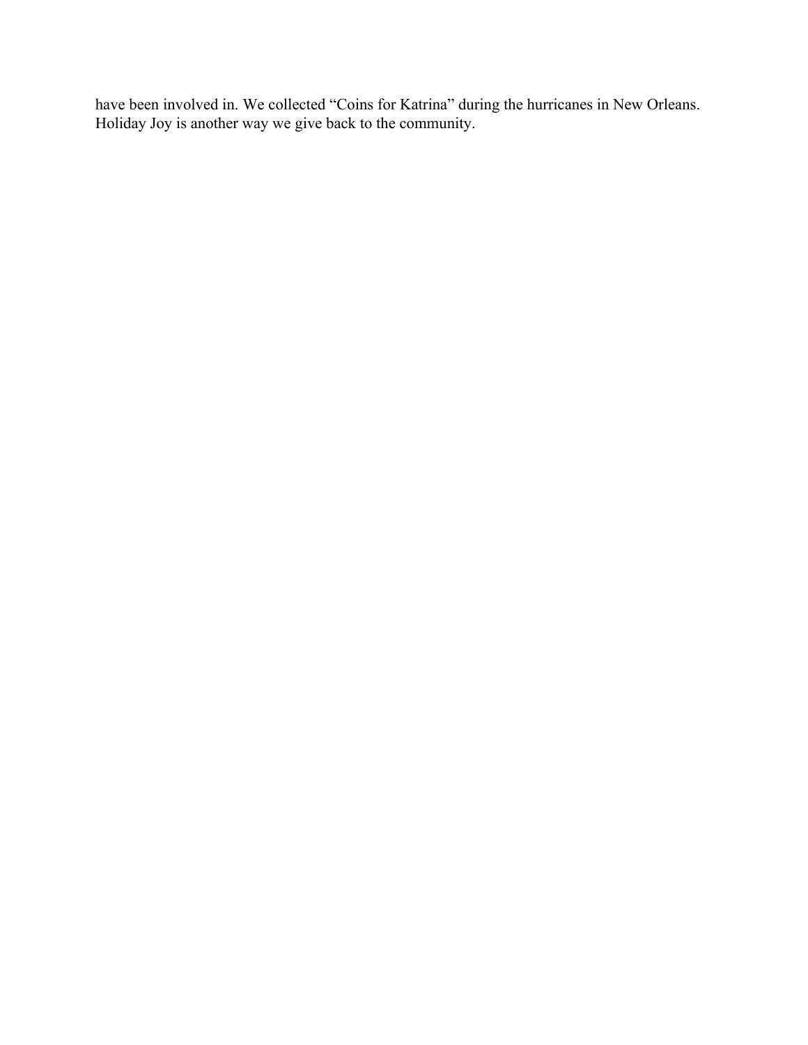have been involved in. We collected "Coins for Katrina" during the hurricanes in New Orleans. Holiday Joy is another way we give back to the community.